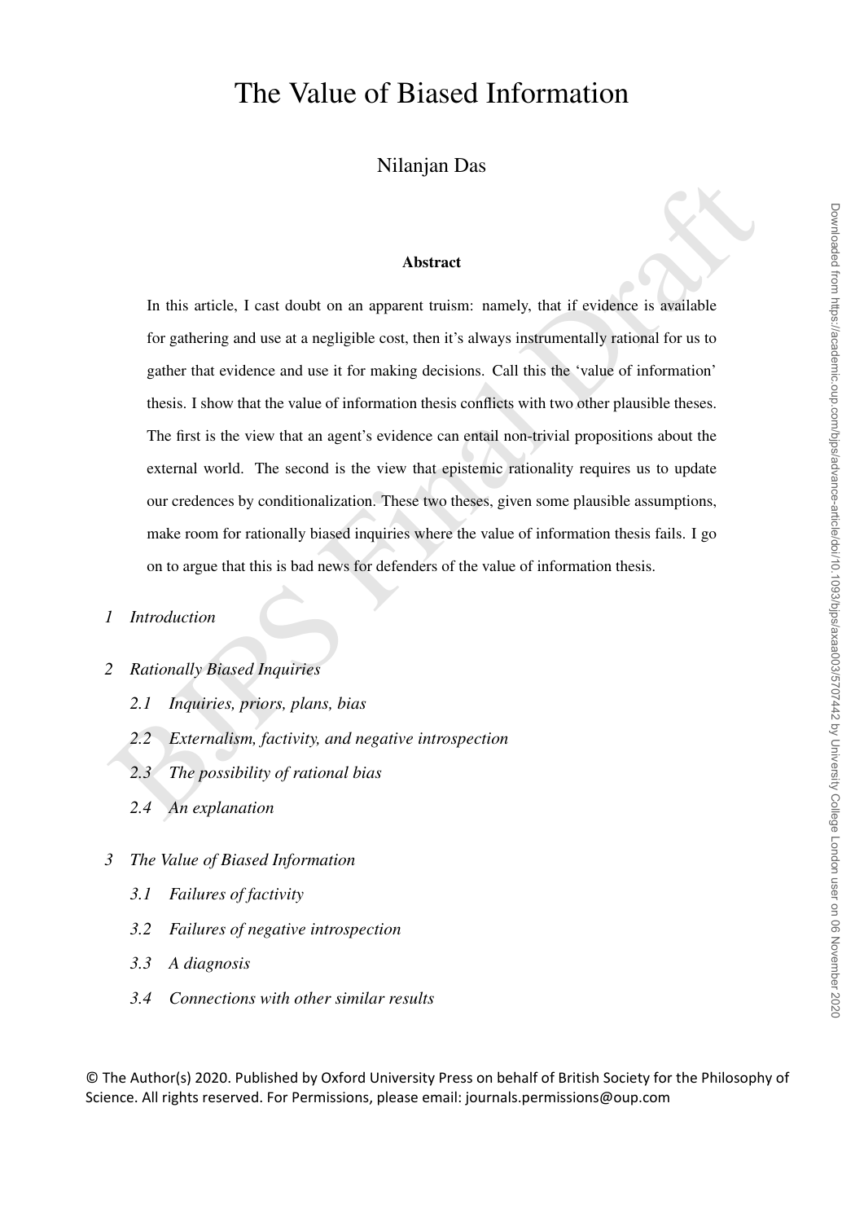# The Value of Biased Information

Nilanjan Das

### Abstract

In this article, I cast doubt on an apparent truism: namely, that if evidence is available for gathering and use at a negligible cost, then it's always instrumentally rational for us to gather that evidence and use it for making decisions. Call this the 'value of information' thesis. I show that the value of information thesis conflicts with two other plausible theses. The first is the view that an agent's evidence can entail non-trivial propositions about the external world. The second is the view that epistemic rationality requires us to update our credences by conditionalization. These two theses, given some plausible assumptions, make room for rationally biased inquiries where the value of information thesis fails. I go on to argue that this is bad news for defenders of the value of information thesis.

*1 Introduction*

*2 Rationally Biased Inquiries*

- *2.1 Inquiries, priors, plans, bias*
- *2.2 Externalism, factivity, and negative introspection*
- *2.3 The possibility of rational bias*
- *2.4 An explanation*

*3 The Value of Biased Information*

- *3.1 Failures of factivity*
- *3.2 Failures of negative introspection*
- *3.3 A diagnosis*
- *3.4 Connections with other similar results*

© The Author(s) 2020. Published by Oxford University Press on behalf of British Society for the Philosophy of Science. All rights reserved. For Permissions, please email: journals.permissions@oup.com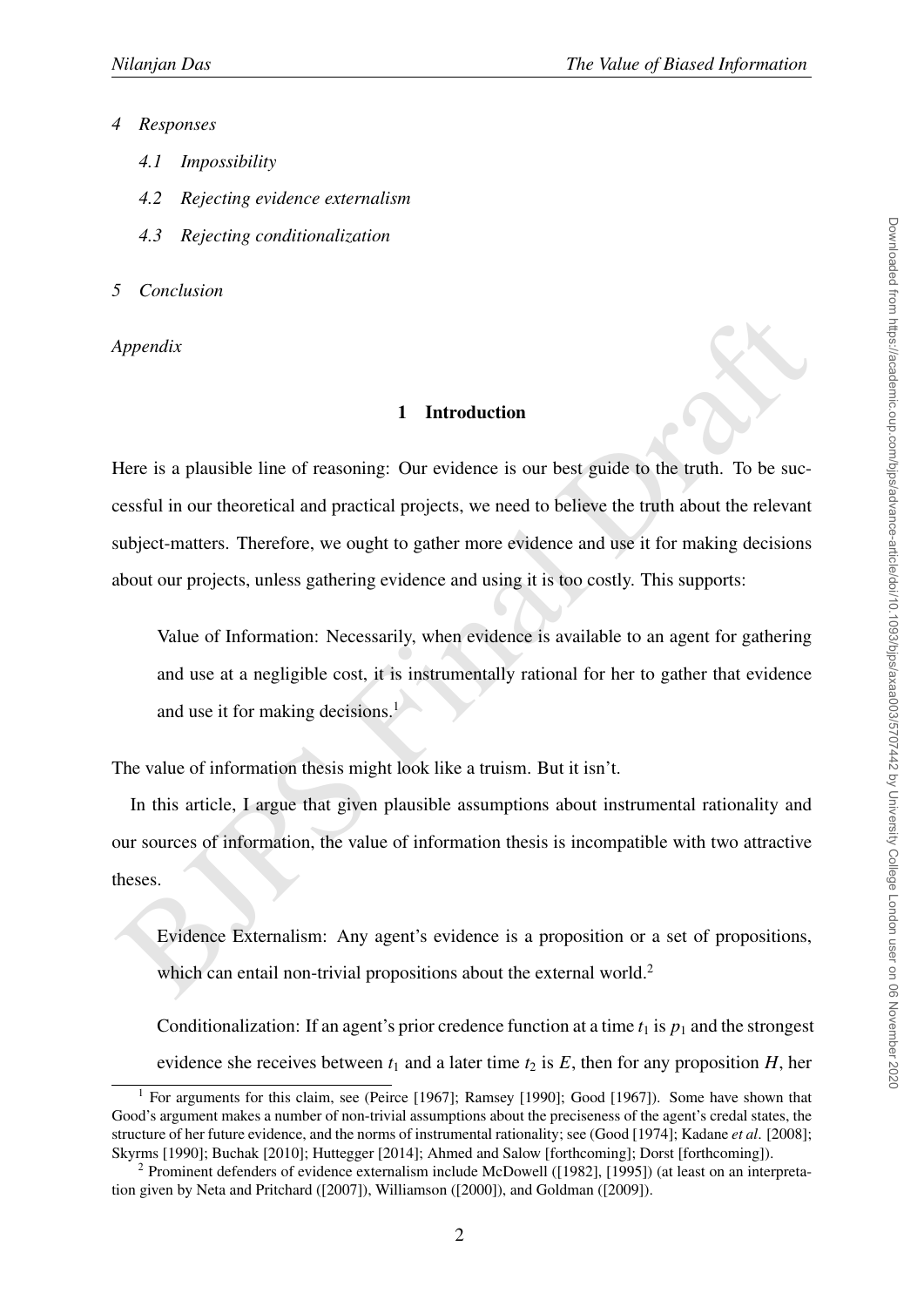*4 Responses*

*4.1 Impossibility*

*4.2 Rejecting evidence externalism*

*4.3 Rejecting conditionalization*

*5 Conclusion*

*Appendix*

## 1 Introduction

Here is a plausible line of reasoning: Our evidence is our best guide to the truth. To be successful in our theoretical and practical projects, we need to believe the truth about the relevant subject-matters. Therefore, we ought to gather more evidence and use it for making decisions about our projects, unless gathering evidence and using it is too costly. This supports:

> Value of Information: Necessarily, when evidence is available to an agent for gathering and use at a negligible cost, it is instrumentally rational for her to gather that evidence and use it for making decisions.[1]

The value of information thesis might look like a truism. But it isn't.

In this article, I argue that given plausible assumptions about instrumental rationality and our sources of information, the value of information thesis is incompatible with two attractive theses.

> Evidence Externalism: Any agent's evidence is a proposition or a set of propositions, which can entail non-trivial propositions about the external world.[2]

> Conditionalization: If an agent's prior credence function at a time $t_1$ is $p_1$ and the strongest evidence she receives between $t_1$ and a later time $t_2$ is $E$, then for any proposition $H$, her

[1] For arguments for this claim, see (Peirce [1967]; Ramsey [1990]; Good [1967]). Some have shown that Good's argument makes a number of non-trivial assumptions about the preciseness of the agent's credal states, the structure of her future evidence, and the norms of instrumental rationality; see (Good [1974]; Kadane *et al*. [2008]; Skyrms [1990]; Buchak [2010]; Huttegger [2014]; Ahmed and Salow [forthcoming]; Dorst [forthcoming]).

[2] Prominent defenders of evidence externalism include McDowell ([1982], [1995]) (at least on an interpretation given by Neta and Pritchard ([2007]), Williamson ([2000]), and Goldman ([2009]).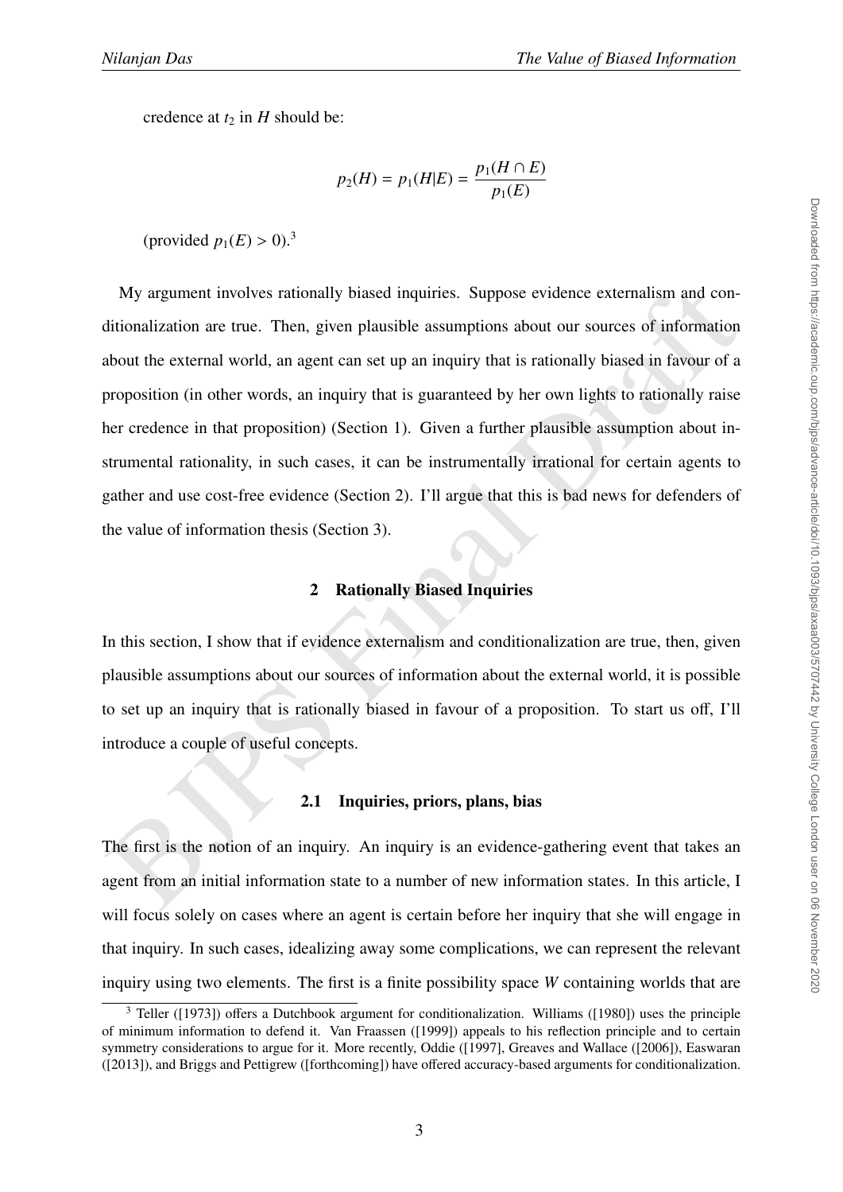credence at $t_2$ in $H$ should be:

$$p_2(H) = p_1(H|E) = \frac{p_1(H \cap E)}{p_1(E)}$$

(provided $p_1(E) > 0$).[3]

My argument involves rationally biased inquiries. Suppose evidence externalism and conditionalization are true. Then, given plausible assumptions about our sources of information about the external world, an agent can set up an inquiry that is rationally biased in favour of a proposition (in other words, an inquiry that is guaranteed by her own lights to rationally raise her credence in that proposition) (Section 1). Given a further plausible assumption about instrumental rationality, in such cases, it can be instrumentally irrational for certain agents to gather and use cost-free evidence (Section 2). I'll argue that this is bad news for defenders of the value of information thesis (Section 3).

## 2 Rationally Biased Inquiries

In this section, I show that if evidence externalism and conditionalization are true, then, given plausible assumptions about our sources of information about the external world, it is possible to set up an inquiry that is rationally biased in favour of a proposition. To start us off, I'll introduce a couple of useful concepts.

### 2.1 Inquiries, priors, plans, bias

The first is the notion of an inquiry. An inquiry is an evidence-gathering event that takes an agent from an initial information state to a number of new information states. In this article, I will focus solely on cases where an agent is certain before her inquiry that she will engage in that inquiry. In such cases, idealizing away some complications, we can represent the relevant inquiry using two elements. The first is a finite possibility space $W$ containing worlds that are

[3] Teller ([1973]) offers a Dutchbook argument for conditionalization. Williams ([1980]) uses the principle of minimum information to defend it. Van Fraassen ([1999]) appeals to his reflection principle and to certain symmetry considerations to argue for it. More recently, Oddie ([1997], Greaves and Wallace ([2006]), Easwaran ([2013]), and Briggs and Pettigrew ([forthcoming]) have offered accuracy-based arguments for conditionalization.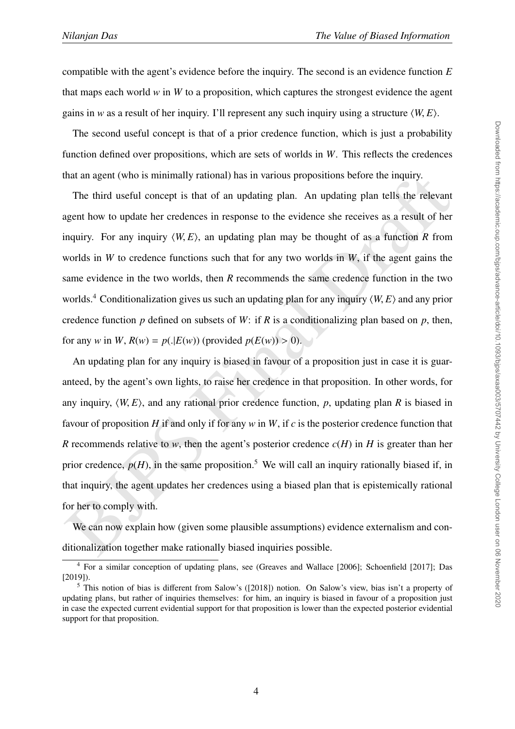compatible with the agent's evidence before the inquiry. The second is an evidence function $E$ that maps each world $w$ in $W$ to a proposition, which captures the strongest evidence the agent gains in $w$ as a result of her inquiry. I'll represent any such inquiry using a structure $\langle W, E\rangle$.

The second useful concept is that of a prior credence function, which is just a probability function defined over propositions, which are sets of worlds in $W$. This reflects the credences that an agent (who is minimally rational) has in various propositions before the inquiry.

The third useful concept is that of an updating plan. An updating plan tells the relevant agent how to update her credences in response to the evidence she receives as a result of her inquiry. For any inquiry $\langle W, E\rangle$, an updating plan may be thought of as a function $R$ from worlds in $W$ to credence functions such that for any two worlds in $W$, if the agent gains the same evidence in the two worlds, then $R$ recommends the same credence function in the two worlds.[4] Conditionalization gives us such an updating plan for any inquiry $\langle W, E\rangle$ and any prior credence function $p$ defined on subsets of $W$: if $R$ is a conditionalizing plan based on $p$, then, for any $w$ in $W$, $R(w) = p(.|E(w))$ (provided $p(E(w)) > 0$).

An updating plan for any inquiry is biased in favour of a proposition just in case it is guaranteed, by the agent's own lights, to raise her credence in that proposition. In other words, for any inquiry, $\langle W, E\rangle$, and any rational prior credence function, $p$, updating plan $R$ is biased in favour of proposition $H$ if and only if for any $w$ in $W$, if $c$ is the posterior credence function that $R$ recommends relative to $w$, then the agent's posterior credence $c(H)$ in $H$ is greater than her prior credence, $p(H)$, in the same proposition.[5] We will call an inquiry rationally biased if, in that inquiry, the agent updates her credences using a biased plan that is epistemically rational for her to comply with.

We can now explain how (given some plausible assumptions) evidence externalism and conditionalization together make rationally biased inquiries possible.

[4] For a similar conception of updating plans, see (Greaves and Wallace [2006]; Schoenfield [2017]; Das [2019]).

[5] This notion of bias is different from Salow's ([2018]) notion. On Salow's view, bias isn't a property of updating plans, but rather of inquiries themselves: for him, an inquiry is biased in favour of a proposition just in case the expected current evidential support for that proposition is lower than the expected posterior evidential support for that proposition.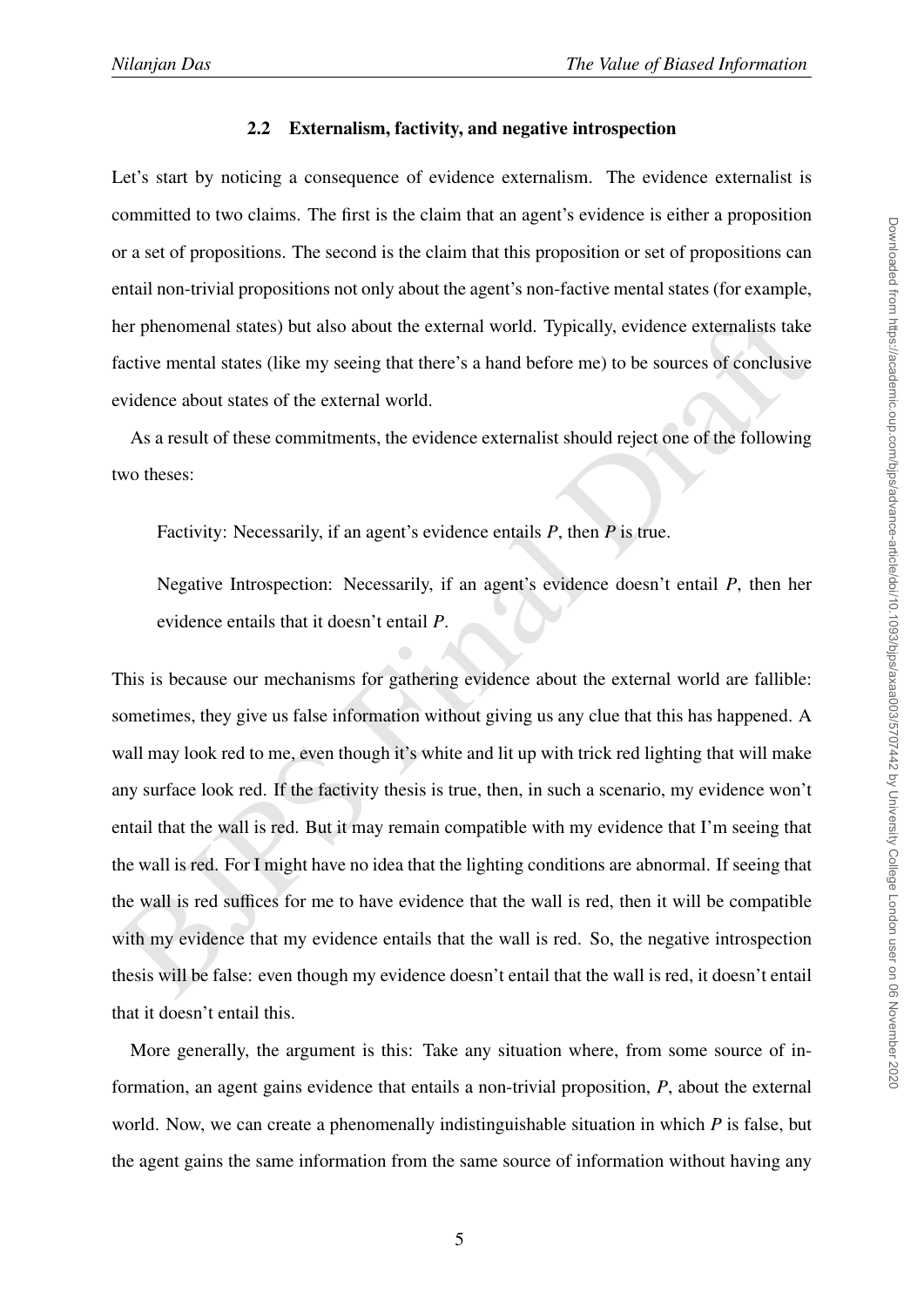### 2.2 Externalism, factivity, and negative introspection

Let's start by noticing a consequence of evidence externalism. The evidence externalist is committed to two claims. The first is the claim that an agent's evidence is either a proposition or a set of propositions. The second is the claim that this proposition or set of propositions can entail non-trivial propositions not only about the agent's non-factive mental states (for example, her phenomenal states) but also about the external world. Typically, evidence externalists take factive mental states (like my seeing that there's a hand before me) to be sources of conclusive evidence about states of the external world.

As a result of these commitments, the evidence externalist should reject one of the following two theses:

> Factivity: Necessarily, if an agent's evidence entails *P*, then *P* is true.
>
> Negative Introspection: Necessarily, if an agent's evidence doesn't entail *P*, then her evidence entails that it doesn't entail *P*.

This is because our mechanisms for gathering evidence about the external world are fallible: sometimes, they give us false information without giving us any clue that this has happened. A wall may look red to me, even though it's white and lit up with trick red lighting that will make any surface look red. If the factivity thesis is true, then, in such a scenario, my evidence won't entail that the wall is red. But it may remain compatible with my evidence that I'm seeing that the wall is red. For I might have no idea that the lighting conditions are abnormal. If seeing that the wall is red suffices for me to have evidence that the wall is red, then it will be compatible with my evidence that my evidence entails that the wall is red. So, the negative introspection thesis will be false: even though my evidence doesn't entail that the wall is red, it doesn't entail that it doesn't entail this.

More generally, the argument is this: Take any situation where, from some source of information, an agent gains evidence that entails a non-trivial proposition, *P*, about the external world. Now, we can create a phenomenally indistinguishable situation in which *P* is false, but the agent gains the same information from the same source of information without having any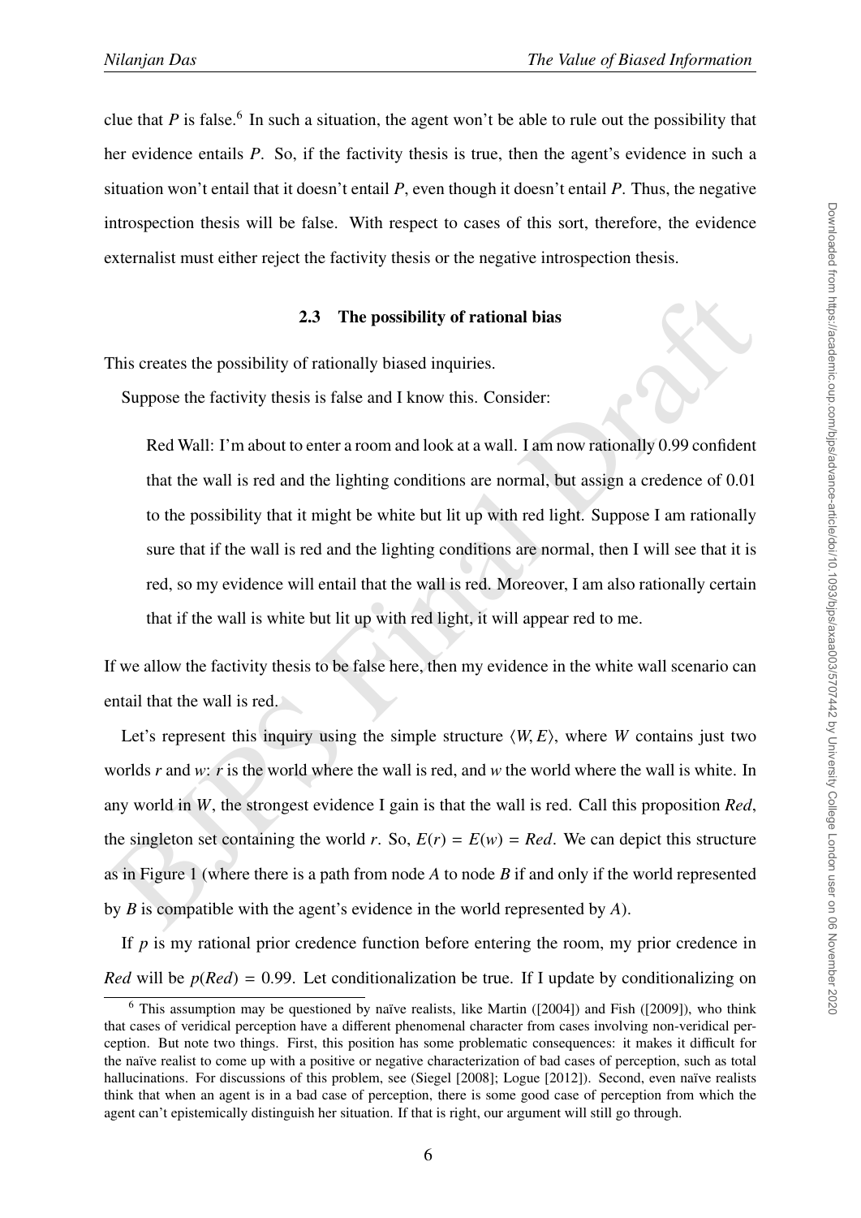clue that $P$ is false.[6] In such a situation, the agent won't be able to rule out the possibility that her evidence entails $P$. So, if the factivity thesis is true, then the agent's evidence in such a situation won't entail that it doesn't entail $P$, even though it doesn't entail $P$. Thus, the negative introspection thesis will be false. With respect to cases of this sort, therefore, the evidence externalist must either reject the factivity thesis or the negative introspection thesis.

### 2.3 The possibility of rational bias

This creates the possibility of rationally biased inquiries.

Suppose the factivity thesis is false and I know this. Consider:

> Red Wall: I'm about to enter a room and look at a wall. I am now rationally 0.99 confident that the wall is red and the lighting conditions are normal, but assign a credence of 0.01 to the possibility that it might be white but lit up with red light. Suppose I am rationally sure that if the wall is red and the lighting conditions are normal, then I will see that it is red, so my evidence will entail that the wall is red. Moreover, I am also rationally certain that if the wall is white but lit up with red light, it will appear red to me.

If we allow the factivity thesis to be false here, then my evidence in the white wall scenario can entail that the wall is red.

Let's represent this inquiry using the simple structure $\langle W, E \rangle$, where $W$ contains just two worlds $r$ and $w$: $r$ is the world where the wall is red, and $w$ the world where the wall is white. In any world in $W$, the strongest evidence I gain is that the wall is red. Call this proposition *Red*, the singleton set containing the world $r$. So, $E(r) = E(w) = Red$. We can depict this structure as in Figure 1 (where there is a path from node $A$ to node $B$ if and only if the world represented by $B$ is compatible with the agent's evidence in the world represented by $A$).

If $p$ is my rational prior credence function before entering the room, my prior credence in *Red* will be $p(Red) = 0.99$. Let conditionalization be true. If I update by conditionalizing on

[6] This assumption may be questioned by naïve realists, like Martin ([2004]) and Fish ([2009]), who think that cases of veridical perception have a different phenomenal character from cases involving non-veridical perception. But note two things. First, this position has some problematic consequences: it makes it difficult for the naïve realist to come up with a positive or negative characterization of bad cases of perception, such as total hallucinations. For discussions of this problem, see (Siegel [2008]; Logue [2012]). Second, even naïve realists think that when an agent is in a bad case of perception, there is some good case of perception from which the agent can't epistemically distinguish her situation. If that is right, our argument will still go through.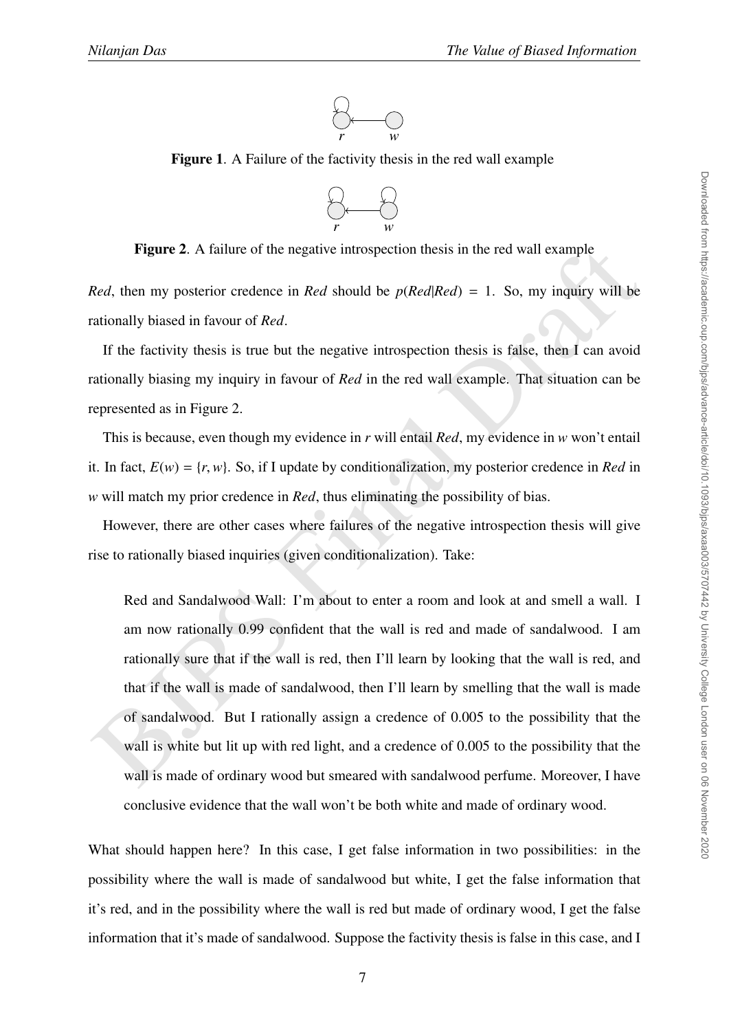**Figure 1**. A Failure of the factivity thesis in the red wall example

**Figure 2**. A failure of the negative introspection thesis in the red wall example

*Red*, then my posterior credence in *Red* should be $p(Red|Red) = 1$. So, my inquiry will be rationally biased in favour of *Red*.

If the factivity thesis is true but the negative introspection thesis is false, then I can avoid rationally biasing my inquiry in favour of *Red* in the red wall example. That situation can be represented as in Figure 2.

This is because, even though my evidence in *r* will entail *Red*, my evidence in *w* won't entail it. In fact, $E(w) = \{r, w\}$. So, if I update by conditionalization, my posterior credence in *Red* in *w* will match my prior credence in *Red*, thus eliminating the possibility of bias.

However, there are other cases where failures of the negative introspection thesis will give rise to rationally biased inquiries (given conditionalization). Take:

> Red and Sandalwood Wall: I'm about to enter a room and look at and smell a wall. I am now rationally 0.99 confident that the wall is red and made of sandalwood. I am rationally sure that if the wall is red, then I'll learn by looking that the wall is red, and that if the wall is made of sandalwood, then I'll learn by smelling that the wall is made of sandalwood. But I rationally assign a credence of 0.005 to the possibility that the wall is white but lit up with red light, and a credence of 0.005 to the possibility that the wall is made of ordinary wood but smeared with sandalwood perfume. Moreover, I have conclusive evidence that the wall won't be both white and made of ordinary wood.

What should happen here? In this case, I get false information in two possibilities: in the possibility where the wall is made of sandalwood but white, I get the false information that it's red, and in the possibility where the wall is red but made of ordinary wood, I get the false information that it's made of sandalwood. Suppose the factivity thesis is false in this case, and I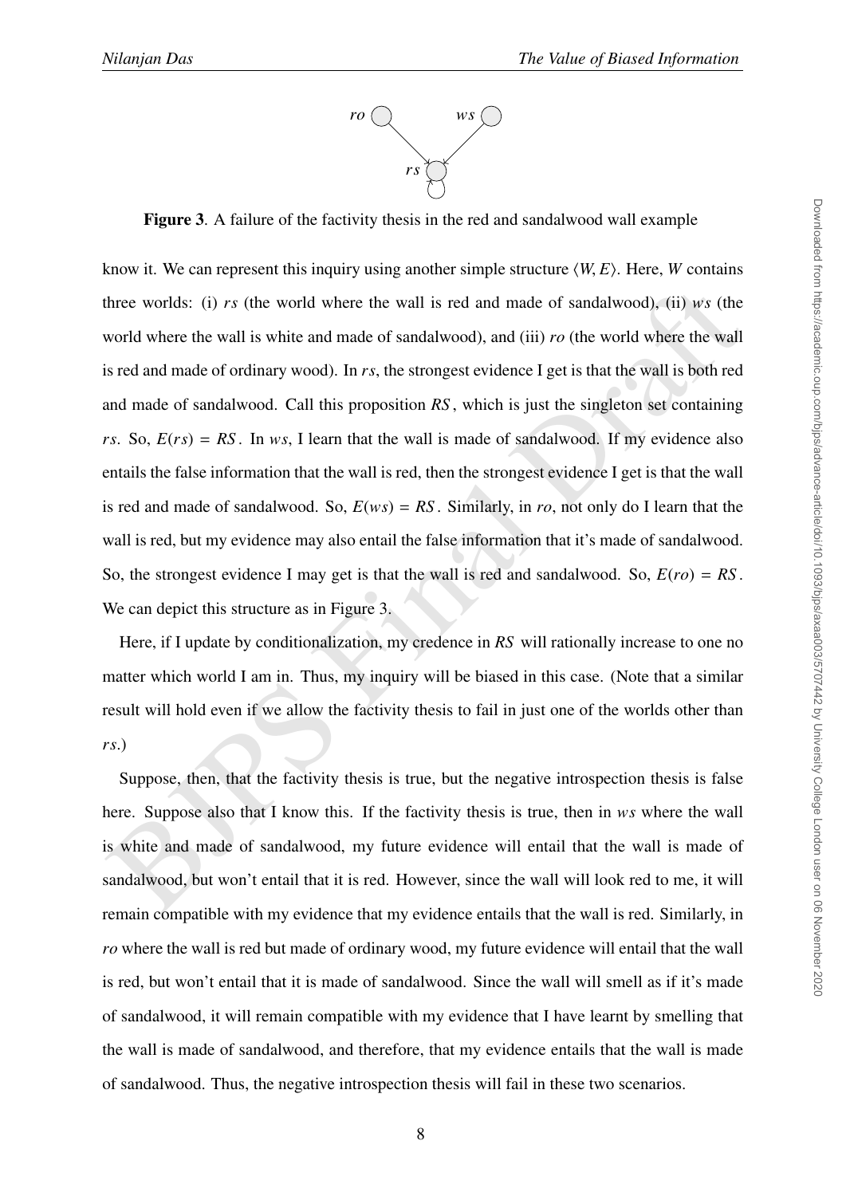**Figure 3**. A failure of the factivity thesis in the red and sandalwood wall example

know it. We can represent this inquiry using another simple structure $\langle W, E \rangle$. Here, $W$ contains three worlds: (i) $rs$ (the world where the wall is red and made of sandalwood), (ii) $ws$ (the world where the wall is white and made of sandalwood), and (iii) $ro$ (the world where the wall is red and made of ordinary wood). In $rs$, the strongest evidence I get is that the wall is both red and made of sandalwood. Call this proposition $RS$, which is just the singleton set containing $rs$. So, $E(rs) = RS$. In $ws$, I learn that the wall is made of sandalwood. If my evidence also entails the false information that the wall is red, then the strongest evidence I get is that the wall is red and made of sandalwood. So, $E(ws) = RS$. Similarly, in $ro$, not only do I learn that the wall is red, but my evidence may also entail the false information that it's made of sandalwood. So, the strongest evidence I may get is that the wall is red and sandalwood. So, $E(ro) = RS$. We can depict this structure as in Figure 3.

Here, if I update by conditionalization, my credence in $RS$ will rationally increase to one no matter which world I am in. Thus, my inquiry will be biased in this case. (Note that a similar result will hold even if we allow the factivity thesis to fail in just one of the worlds other than $rs$.)

Suppose, then, that the factivity thesis is true, but the negative introspection thesis is false here. Suppose also that I know this. If the factivity thesis is true, then in $ws$ where the wall is white and made of sandalwood, my future evidence will entail that the wall is made of sandalwood, but won't entail that it is red. However, since the wall will look red to me, it will remain compatible with my evidence that my evidence entails that the wall is red. Similarly, in $ro$ where the wall is red but made of ordinary wood, my future evidence will entail that the wall is red, but won't entail that it is made of sandalwood. Since the wall will smell as if it's made of sandalwood, it will remain compatible with my evidence that I have learnt by smelling that the wall is made of sandalwood, and therefore, that my evidence entails that the wall is made of sandalwood. Thus, the negative introspection thesis will fail in these two scenarios.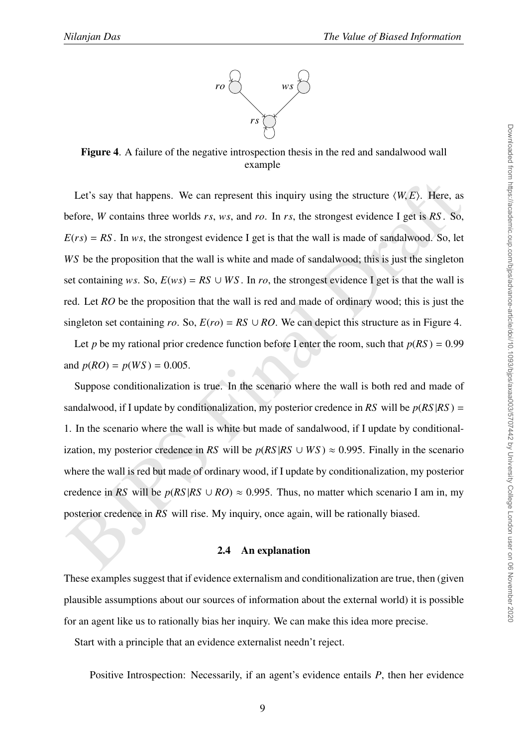**Figure 4**. A failure of the negative introspection thesis in the red and sandalwood wall example

Let's say that happens. We can represent this inquiry using the structure $\langle W, E \rangle$. Here, as before, $W$ contains three worlds $rs$, $ws$, and $ro$. In $rs$, the strongest evidence I get is $RS$. So, $E(rs) = RS$. In $ws$, the strongest evidence I get is that the wall is made of sandalwood. So, let $WS$ be the proposition that the wall is white and made of sandalwood; this is just the singleton set containing $ws$. So, $E(ws) = RS \cup WS$. In $ro$, the strongest evidence I get is that the wall is red. Let $RO$ be the proposition that the wall is red and made of ordinary wood; this is just the singleton set containing $ro$. So, $E(ro) = RS \cup RO$. We can depict this structure as in Figure 4.

Let $p$ be my rational prior credence function before I enter the room, such that $p(RS) = 0.99$ and $p(RO) = p(WS) = 0.005$.

Suppose conditionalization is true. In the scenario where the wall is both red and made of sandalwood, if I update by conditionalization, my posterior credence in $RS$ will be $p(RS|RS) = 1$. In the scenario where the wall is white but made of sandalwood, if I update by conditionalization, my posterior credence in $RS$ will be $p(RS|RS \cup WS) \approx 0.995$. Finally in the scenario where the wall is red but made of ordinary wood, if I update by conditionalization, my posterior credence in $RS$ will be $p(RS|RS \cup RO) \approx 0.995$. Thus, no matter which scenario I am in, my posterior credence in $RS$ will rise. My inquiry, once again, will be rationally biased.

### 2.4 An explanation

These examples suggest that if evidence externalism and conditionalization are true, then (given plausible assumptions about our sources of information about the external world) it is possible for an agent like us to rationally bias her inquiry. We can make this idea more precise.

Start with a principle that an evidence externalist needn't reject.

Positive Introspection: Necessarily, if an agent's evidence entails $P$, then her evidence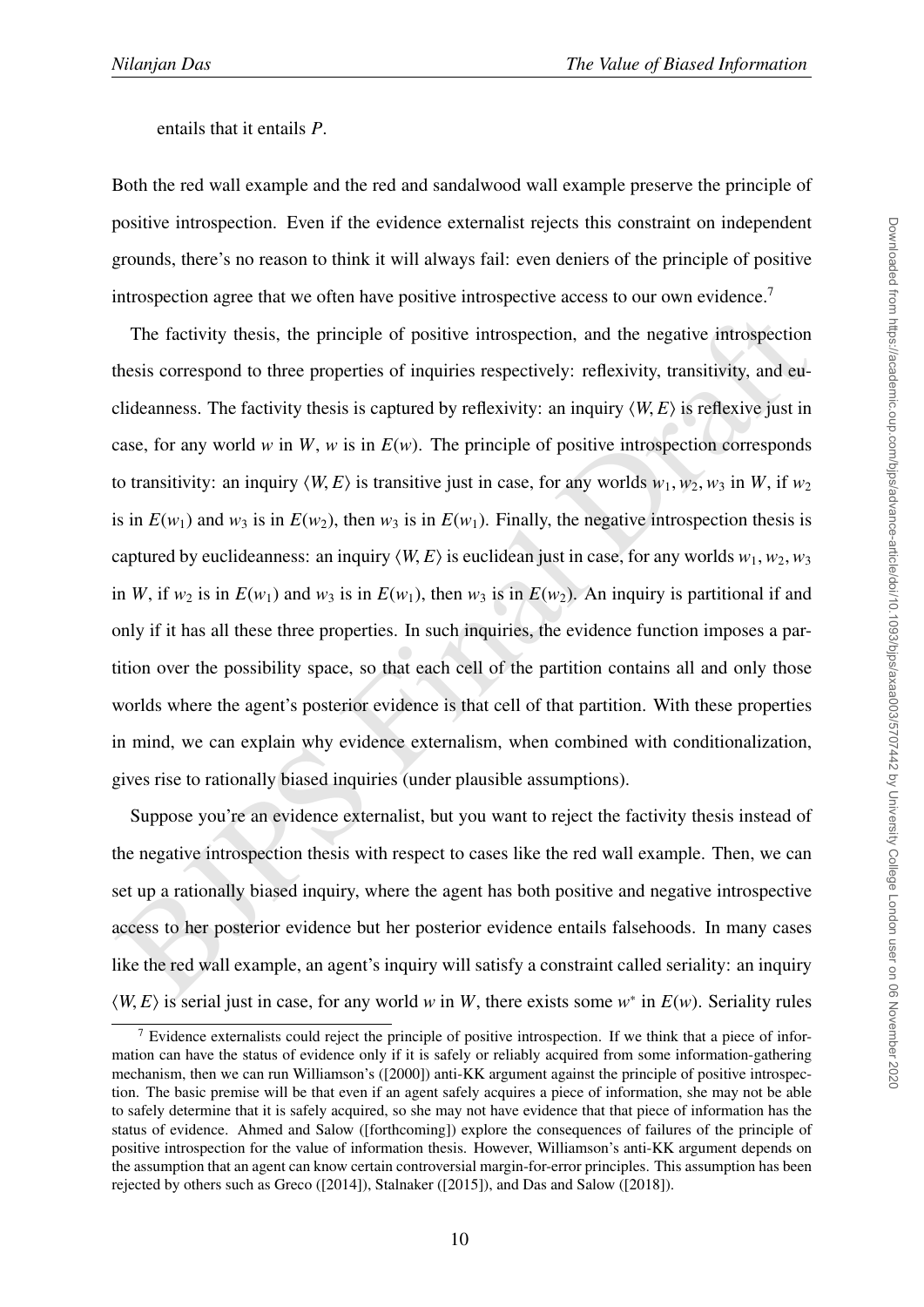entails that it entails *P*.

Both the red wall example and the red and sandalwood wall example preserve the principle of positive introspection. Even if the evidence externalist rejects this constraint on independent grounds, there's no reason to think it will always fail: even deniers of the principle of positive introspection agree that we often have positive introspective access to our own evidence.[7]

The factivity thesis, the principle of positive introspection, and the negative introspection thesis correspond to three properties of inquiries respectively: reflexivity, transitivity, and euclideanness. The factivity thesis is captured by reflexivity: an inquiry $\langle W, E\rangle$ is reflexive just in case, for any world $w$ in $W$, $w$ is in $E(w)$. The principle of positive introspection corresponds to transitivity: an inquiry $\langle W, E\rangle$ is transitive just in case, for any worlds $w_1, w_2, w_3$ in $W$, if $w_2$ is in $E(w_1)$ and $w_3$ is in $E(w_2)$, then $w_3$ is in $E(w_1)$. Finally, the negative introspection thesis is captured by euclideanness: an inquiry $\langle W, E\rangle$ is euclidean just in case, for any worlds $w_1, w_2, w_3$ in $W$, if $w_2$ is in $E(w_1)$ and $w_3$ is in $E(w_1)$, then $w_3$ is in $E(w_2)$. An inquiry is partitional if and only if it has all these three properties. In such inquiries, the evidence function imposes a partition over the possibility space, so that each cell of the partition contains all and only those worlds where the agent's posterior evidence is that cell of that partition. With these properties in mind, we can explain why evidence externalism, when combined with conditionalization, gives rise to rationally biased inquiries (under plausible assumptions).

Suppose you're an evidence externalist, but you want to reject the factivity thesis instead of the negative introspection thesis with respect to cases like the red wall example. Then, we can set up a rationally biased inquiry, where the agent has both positive and negative introspective access to her posterior evidence but her posterior evidence entails falsehoods. In many cases like the red wall example, an agent's inquiry will satisfy a constraint called seriality: an inquiry $\langle W, E\rangle$ is serial just in case, for any world $w$ in $W$, there exists some $w^*$ in $E(w)$. Seriality rules

[7] Evidence externalists could reject the principle of positive introspection. If we think that a piece of information can have the status of evidence only if it is safely or reliably acquired from some information-gathering mechanism, then we can run Williamson's ([2000]) anti-KK argument against the principle of positive introspection. The basic premise will be that even if an agent safely acquires a piece of information, she may not be able to safely determine that it is safely acquired, so she may not have evidence that that piece of information has the status of evidence. Ahmed and Salow ([forthcoming]) explore the consequences of failures of the principle of positive introspection for the value of information thesis. However, Williamson's anti-KK argument depends on the assumption that an agent can know certain controversial margin-for-error principles. This assumption has been rejected by others such as Greco ([2014]), Stalnaker ([2015]), and Das and Salow ([2018]).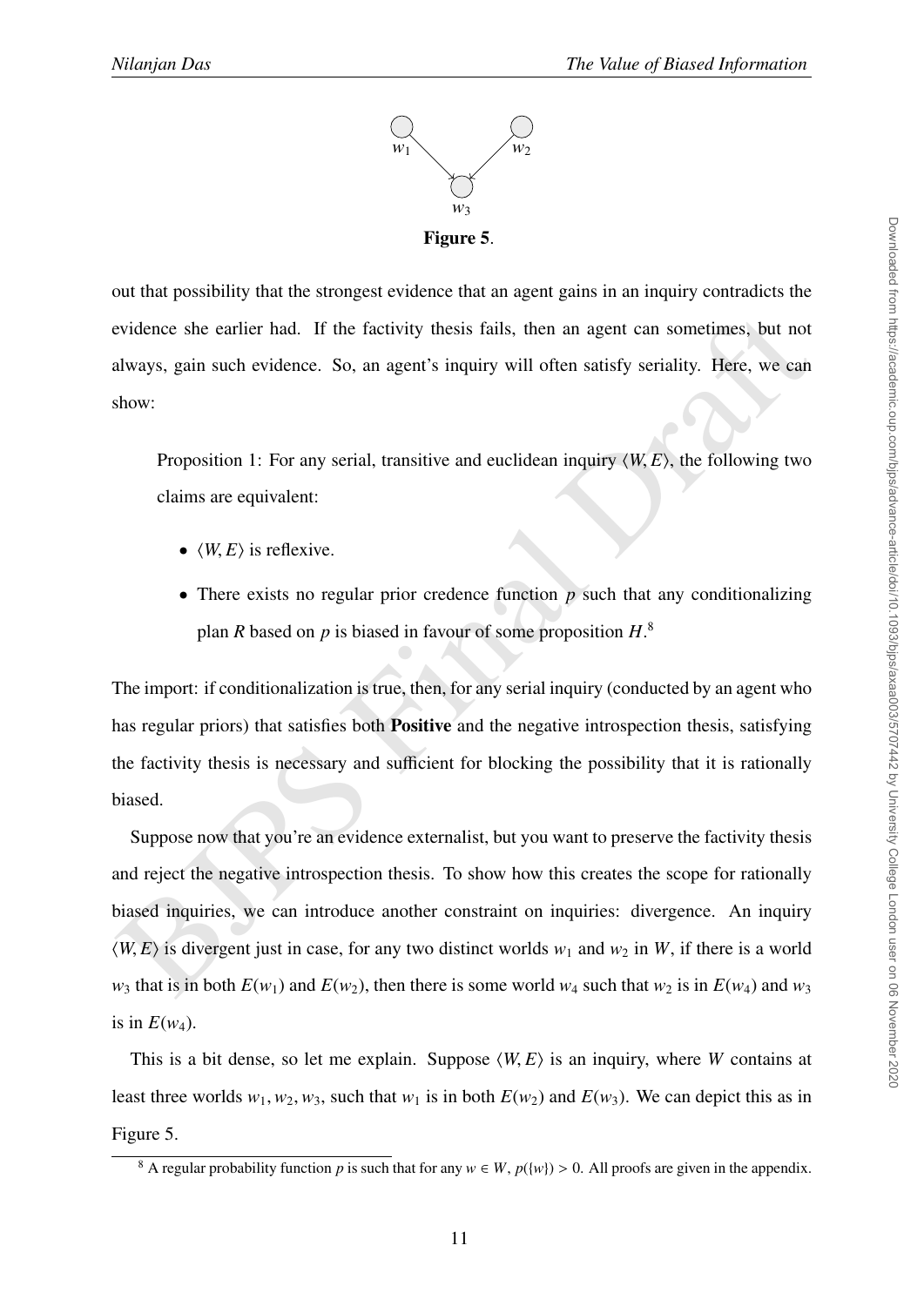Figure 5.

out that possibility that the strongest evidence that an agent gains in an inquiry contradicts the evidence she earlier had. If the factivity thesis fails, then an agent can sometimes, but not always, gain such evidence. So, an agent's inquiry will often satisfy seriality. Here, we can show:

> Proposition 1: For any serial, transitive and euclidean inquiry $\langle W, E\rangle$, the following two claims are equivalent:
>
> - $\langle W, E\rangle$ is reflexive.
> - There exists no regular prior credence function $p$ such that any conditionalizing plan $R$ based on $p$ is biased in favour of some proposition $H$.[8]

The import: if conditionalization is true, then, for any serial inquiry (conducted by an agent who has regular priors) that satisfies both **Positive** and the negative introspection thesis, satisfying the factivity thesis is necessary and sufficient for blocking the possibility that it is rationally biased.

Suppose now that you're an evidence externalist, but you want to preserve the factivity thesis and reject the negative introspection thesis. To show how this creates the scope for rationally biased inquiries, we can introduce another constraint on inquiries: divergence. An inquiry $\langle W, E\rangle$ is divergent just in case, for any two distinct worlds $w_1$ and $w_2$ in $W$, if there is a world $w_3$ that is in both $E(w_1)$ and $E(w_2)$, then there is some world $w_4$ such that $w_2$ is in $E(w_4)$ and $w_3$ is in $E(w_4)$.

This is a bit dense, so let me explain. Suppose $\langle W, E\rangle$ is an inquiry, where $W$ contains at least three worlds $w_1, w_2, w_3$, such that $w_1$ is in both $E(w_2)$ and $E(w_3)$. We can depict this as in Figure 5.

[8] A regular probability function $p$ is such that for any $w \in W$, $p(\{w\}) > 0$. All proofs are given in the appendix.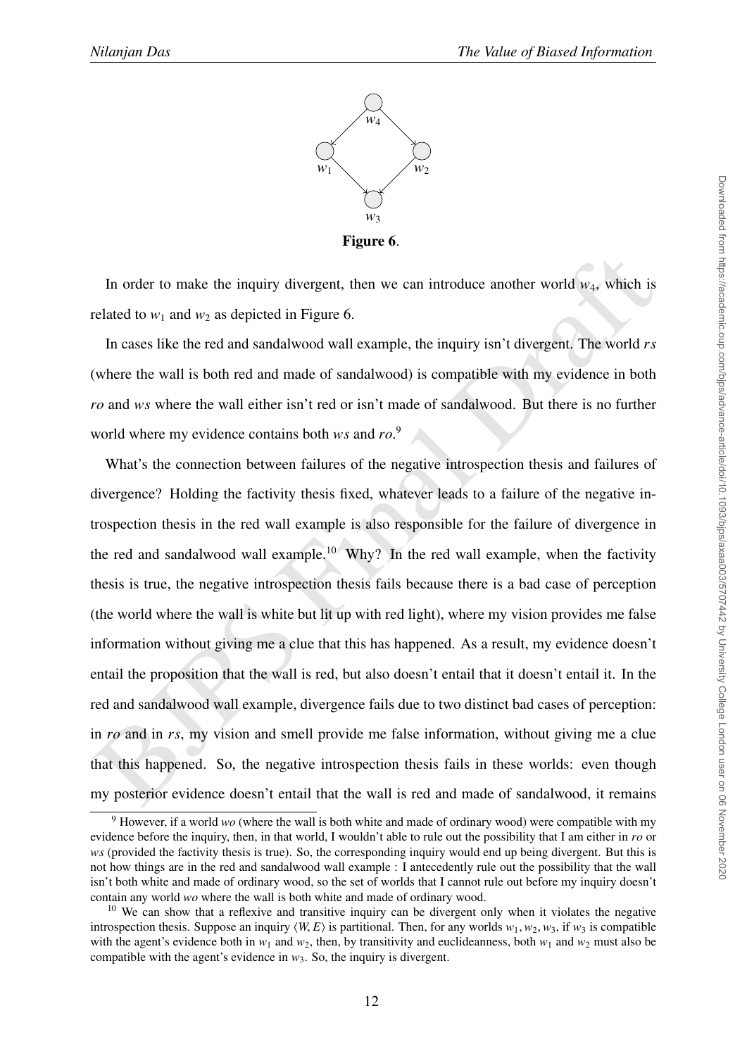**Figure 6**.

In order to make the inquiry divergent, then we can introduce another world $w_4$, which is related to $w_1$ and $w_2$ as depicted in Figure 6.

In cases like the red and sandalwood wall example, the inquiry isn't divergent. The world *rs* (where the wall is both red and made of sandalwood) is compatible with my evidence in both *ro* and *ws* where the wall either isn't red or isn't made of sandalwood. But there is no further world where my evidence contains both *ws* and *ro*.[9]

What's the connection between failures of the negative introspection thesis and failures of divergence? Holding the factivity thesis fixed, whatever leads to a failure of the negative introspection thesis in the red wall example is also responsible for the failure of divergence in the red and sandalwood wall example.[10] Why? In the red wall example, when the factivity thesis is true, the negative introspection thesis fails because there is a bad case of perception (the world where the wall is white but lit up with red light), where my vision provides me false information without giving me a clue that this has happened. As a result, my evidence doesn't entail the proposition that the wall is red, but also doesn't entail that it doesn't entail it. In the red and sandalwood wall example, divergence fails due to two distinct bad cases of perception: in *ro* and in *rs*, my vision and smell provide me false information, without giving me a clue that this happened. So, the negative introspection thesis fails in these worlds: even though my posterior evidence doesn't entail that the wall is red and made of sandalwood, it remains

[9] However, if a world *wo* (where the wall is both white and made of ordinary wood) were compatible with my evidence before the inquiry, then, in that world, I wouldn't able to rule out the possibility that I am either in *ro* or *ws* (provided the factivity thesis is true). So, the corresponding inquiry would end up being divergent. But this is not how things are in the red and sandalwood wall example : I antecedently rule out the possibility that the wall isn't both white and made of ordinary wood, so the set of worlds that I cannot rule out before my inquiry doesn't contain any world *wo* where the wall is both white and made of ordinary wood.

[10] We can show that a reflexive and transitive inquiry can be divergent only when it violates the negative introspection thesis. Suppose an inquiry $\langle W, E\rangle$ is partitional. Then, for any worlds $w_1, w_2, w_3$, if $w_3$ is compatible with the agent's evidence both in $w_1$ and $w_2$, then, by transitivity and euclideanness, both $w_1$ and $w_2$ must also be compatible with the agent's evidence in $w_3$. So, the inquiry is divergent.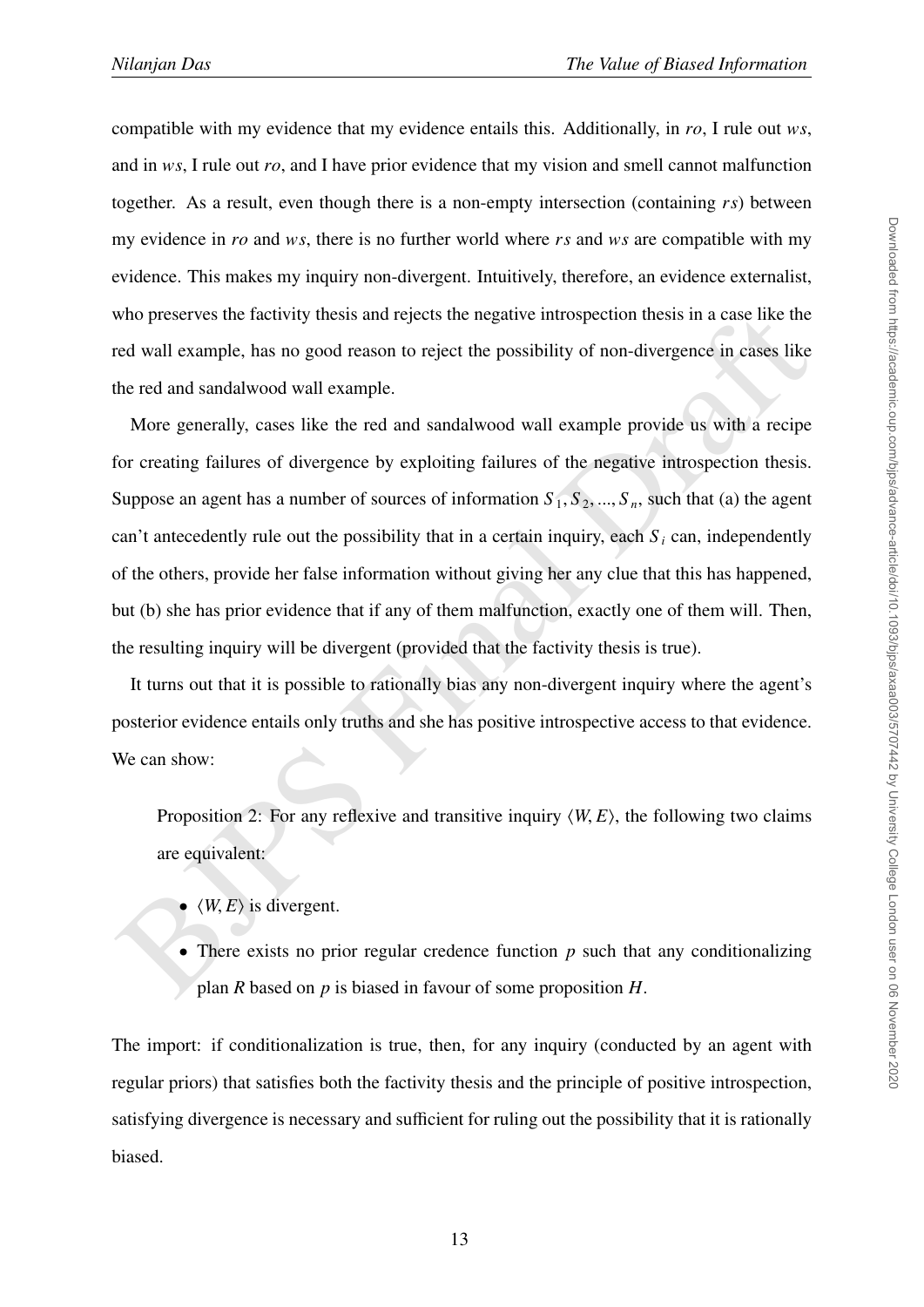compatible with my evidence that my evidence entails this. Additionally, in *ro*, I rule out *ws*, and in *ws*, I rule out *ro*, and I have prior evidence that my vision and smell cannot malfunction together. As a result, even though there is a non-empty intersection (containing *rs*) between my evidence in *ro* and *ws*, there is no further world where *rs* and *ws* are compatible with my evidence. This makes my inquiry non-divergent. Intuitively, therefore, an evidence externalist, who preserves the factivity thesis and rejects the negative introspection thesis in a case like the red wall example, has no good reason to reject the possibility of non-divergence in cases like the red and sandalwood wall example.

More generally, cases like the red and sandalwood wall example provide us with a recipe for creating failures of divergence by exploiting failures of the negative introspection thesis. Suppose an agent has a number of sources of information $S_1, S_2, ..., S_n$, such that (a) the agent can't antecedently rule out the possibility that in a certain inquiry, each $S_i$ can, independently of the others, provide her false information without giving her any clue that this has happened, but (b) she has prior evidence that if any of them malfunction, exactly one of them will. Then, the resulting inquiry will be divergent (provided that the factivity thesis is true).

It turns out that it is possible to rationally bias any non-divergent inquiry where the agent's posterior evidence entails only truths and she has positive introspective access to that evidence. We can show:

> Proposition 2: For any reflexive and transitive inquiry $\langle W, E \rangle$, the following two claims are equivalent:
>
> - $\langle W, E \rangle$ is divergent.
> - There exists no prior regular credence function $p$ such that any conditionalizing plan $R$ based on $p$ is biased in favour of some proposition $H$.

The import: if conditionalization is true, then, for any inquiry (conducted by an agent with regular priors) that satisfies both the factivity thesis and the principle of positive introspection, satisfying divergence is necessary and sufficient for ruling out the possibility that it is rationally biased.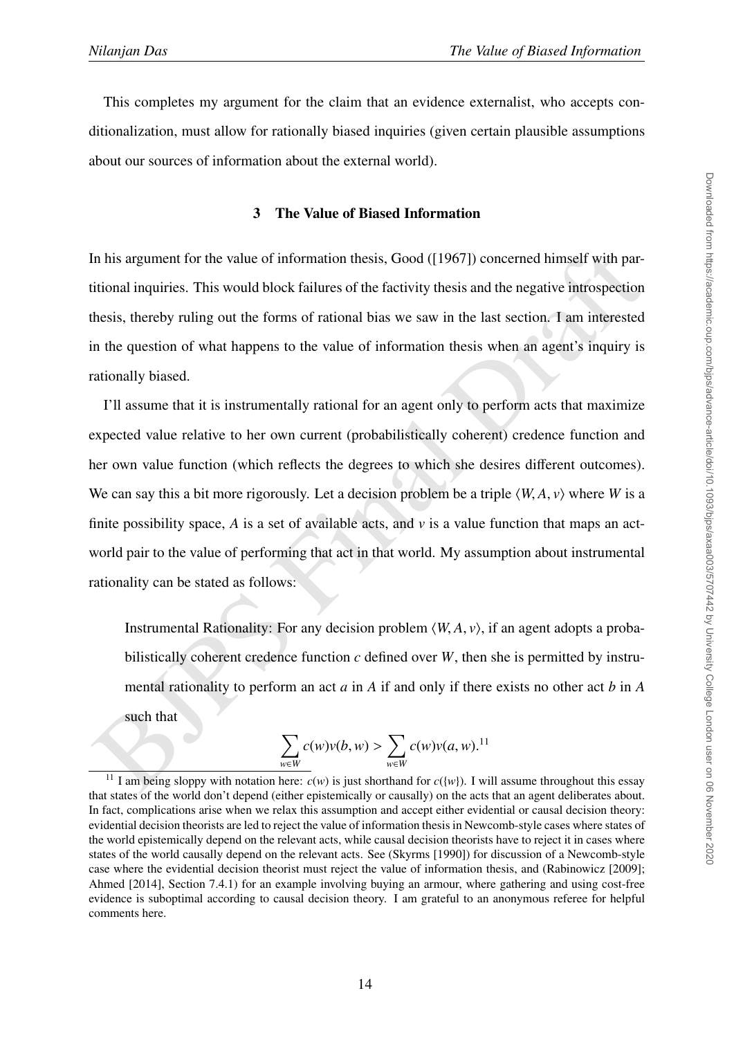This completes my argument for the claim that an evidence externalist, who accepts conditionalization, must allow for rationally biased inquiries (given certain plausible assumptions about our sources of information about the external world).

## 3 The Value of Biased Information

In his argument for the value of information thesis, Good ([1967]) concerned himself with partitional inquiries. This would block failures of the factivity thesis and the negative introspection thesis, thereby ruling out the forms of rational bias we saw in the last section. I am interested in the question of what happens to the value of information thesis when an agent's inquiry is rationally biased.

I'll assume that it is instrumentally rational for an agent only to perform acts that maximize expected value relative to her own current (probabilistically coherent) credence function and her own value function (which reflects the degrees to which she desires different outcomes). We can say this a bit more rigorously. Let a decision problem be a triple $\langle W, A, v \rangle$ where $W$ is a finite possibility space, $A$ is a set of available acts, and $v$ is a value function that maps an act-world pair to the value of performing that act in that world. My assumption about instrumental rationality can be stated as follows:

> Instrumental Rationality: For any decision problem $\langle W, A, v \rangle$, if an agent adopts a probabilistically coherent credence function $c$ defined over $W$, then she is permitted by instrumental rationality to perform an act $a$ in $A$ if and only if there exists no other act $b$ in $A$ such that
>
> $$\sum_{w \in W} c(w)v(b, w) > \sum_{w \in W} c(w)v(a, w).$$ [11]

[11] I am being sloppy with notation here: $c(w)$ is just shorthand for $c(\{w\})$. I will assume throughout this essay that states of the world don't depend (either epistemically or causally) on the acts that an agent deliberates about. In fact, complications arise when we relax this assumption and accept either evidential or causal decision theory: evidential decision theorists are led to reject the value of information thesis in Newcomb-style cases where states of the world epistemically depend on the relevant acts, while causal decision theorists have to reject it in cases where states of the world causally depend on the relevant acts. See (Skyrms [1990]) for discussion of a Newcomb-style case where the evidential decision theorist must reject the value of information thesis, and (Rabinowicz [2009]; Ahmed [2014], Section 7.4.1) for an example involving buying an armour, where gathering and using cost-free evidence is suboptimal according to causal decision theory. I am grateful to an anonymous referee for helpful comments here.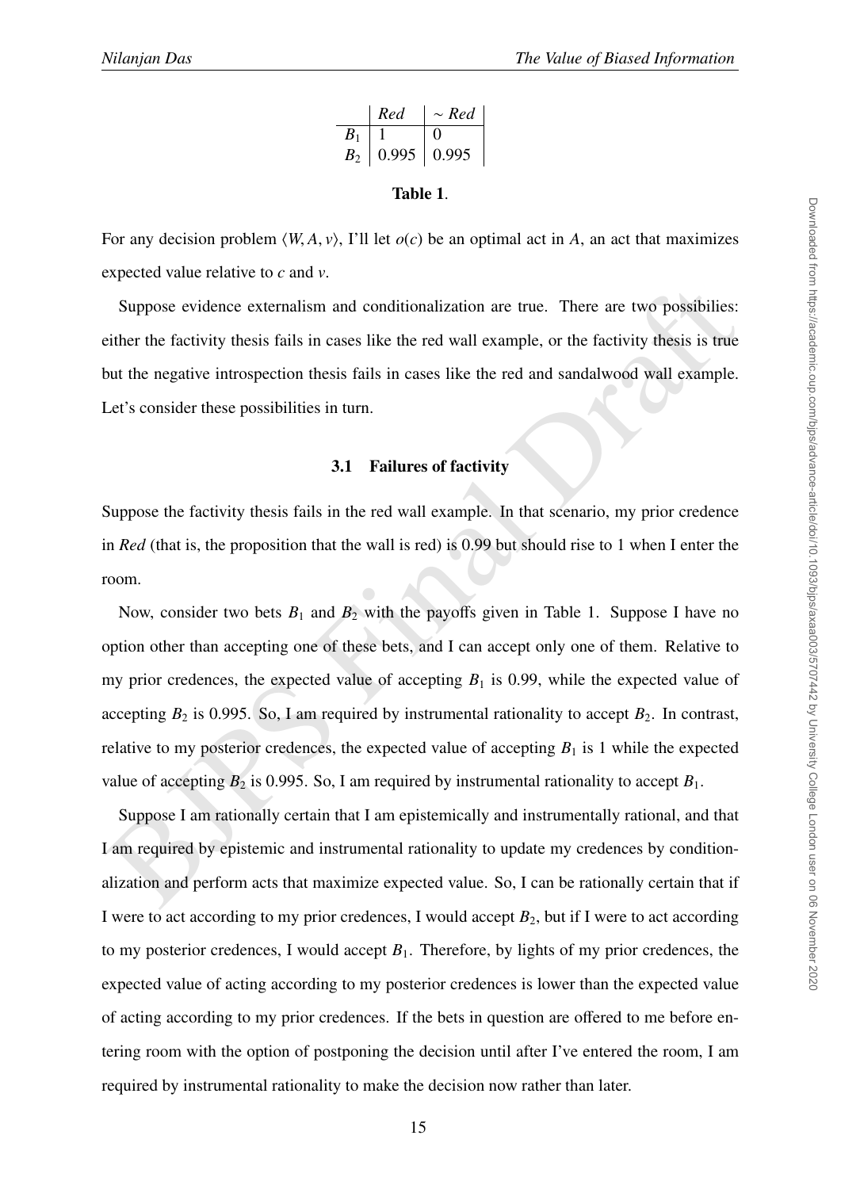|  | *Red* | $\sim$ *Red* |
|---|---|---|
| $B_1$ | 1 | 0 |
| $B_2$ | 0.995 | 0.995 |

**Table 1**.

For any decision problem $\langle W, A, v\rangle$, I'll let $o(c)$ be an optimal act in $A$, an act that maximizes expected value relative to $c$ and $v$.

Suppose evidence externalism and conditionalization are true. There are two possibilies: either the factivity thesis fails in cases like the red wall example, or the factivity thesis is true but the negative introspection thesis fails in cases like the red and sandalwood wall example. Let's consider these possibilities in turn.

### 3.1 Failures of factivity

Suppose the factivity thesis fails in the red wall example. In that scenario, my prior credence in *Red* (that is, the proposition that the wall is red) is 0.99 but should rise to 1 when I enter the room.

Now, consider two bets $B_1$ and $B_2$ with the payoffs given in Table 1. Suppose I have no option other than accepting one of these bets, and I can accept only one of them. Relative to my prior credences, the expected value of accepting $B_1$ is 0.99, while the expected value of accepting $B_2$ is 0.995. So, I am required by instrumental rationality to accept $B_2$. In contrast, relative to my posterior credences, the expected value of accepting $B_1$ is 1 while the expected value of accepting $B_2$ is 0.995. So, I am required by instrumental rationality to accept $B_1$.

Suppose I am rationally certain that I am epistemically and instrumentally rational, and that I am required by epistemic and instrumental rationality to update my credences by conditionalization and perform acts that maximize expected value. So, I can be rationally certain that if I were to act according to my prior credences, I would accept $B_2$, but if I were to act according to my posterior credences, I would accept $B_1$. Therefore, by lights of my prior credences, the expected value of acting according to my posterior credences is lower than the expected value of acting according to my prior credences. If the bets in question are offered to me before entering room with the option of postponing the decision until after I've entered the room, I am required by instrumental rationality to make the decision now rather than later.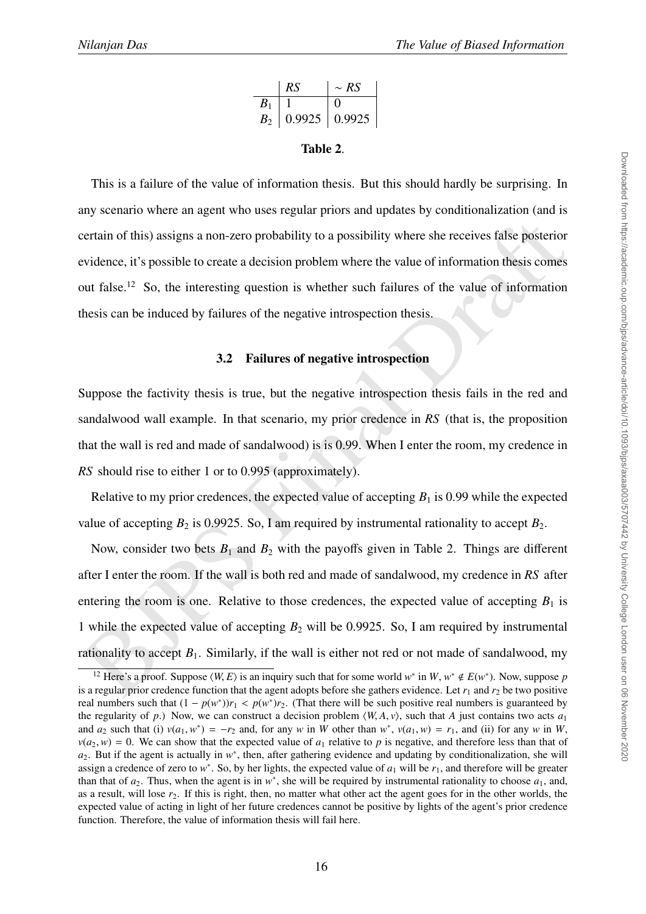| | $RS$ | $\sim RS$ |
|---|---|---|
| $B_1$ | 1 | 0 |
| $B_2$ | 0.9925 | 0.9925 |

**Table 2**.

This is a failure of the value of information thesis. But this should hardly be surprising. In any scenario where an agent who uses regular priors and updates by conditionalization (and is certain of this) assigns a non-zero probability to a possibility where she receives false posterior evidence, it's possible to create a decision problem where the value of information thesis comes out false.[12] So, the interesting question is whether such failures of the value of information thesis can be induced by failures of the negative introspection thesis.

### 3.2 Failures of negative introspection

Suppose the factivity thesis is true, but the negative introspection thesis fails in the red and sandalwood wall example. In that scenario, my prior credence in $RS$ (that is, the proposition that the wall is red and made of sandalwood) is is 0.99. When I enter the room, my credence in $RS$ should rise to either 1 or to 0.995 (approximately).

Relative to my prior credences, the expected value of accepting $B_1$ is 0.99 while the expected value of accepting $B_2$ is 0.9925. So, I am required by instrumental rationality to accept $B_2$.

Now, consider two bets $B_1$ and $B_2$ with the payoffs given in Table 2. Things are different after I enter the room. If the wall is both red and made of sandalwood, my credence in $RS$ after entering the room is one. Relative to those credences, the expected value of accepting $B_1$ is 1 while the expected value of accepting $B_2$ will be 0.9925. So, I am required by instrumental rationality to accept $B_1$. Similarly, if the wall is either not red or not made of sandalwood, my

[12] Here's a proof. Suppose $\langle W, E \rangle$ is an inquiry such that for some world $w^*$ in $W$, $w^* \notin E(w^*)$. Now, suppose $p$ is a regular prior credence function that the agent adopts before she gathers evidence. Let $r_1$ and $r_2$ be two positive real numbers such that $(1 - p(w^*))r_1 < p(w^*)r_2$. (That there will be such positive real numbers is guaranteed by the regularity of $p$.) Now, we can construct a decision problem $\langle W, A, v \rangle$, such that $A$ just contains two acts $a_1$ and $a_2$ such that (i) $v(a_1, w^*) = -r_2$ and, for any $w$ in $W$ other than $w^*$, $v(a_1, w) = r_1$, and (ii) for any $w$ in $W$, $v(a_2, w) = 0$. We can show that the expected value of $a_1$ relative to $p$ is negative, and therefore less than that of $a_2$. But if the agent is actually in $w^*$, then, after gathering evidence and updating by conditionalization, she will assign a credence of zero to $w^*$. So, by her lights, the expected value of $a_1$ will be $r_1$, and therefore will be greater than that of $a_2$. Thus, when the agent is in $w^*$, she will be required by instrumental rationality to choose $a_1$, and, as a result, will lose $r_2$. If this is right, then, no matter what other act the agent goes for in the other worlds, the expected value of acting in light of her future credences cannot be positive by lights of the agent's prior credence function. Therefore, the value of information thesis will fail here.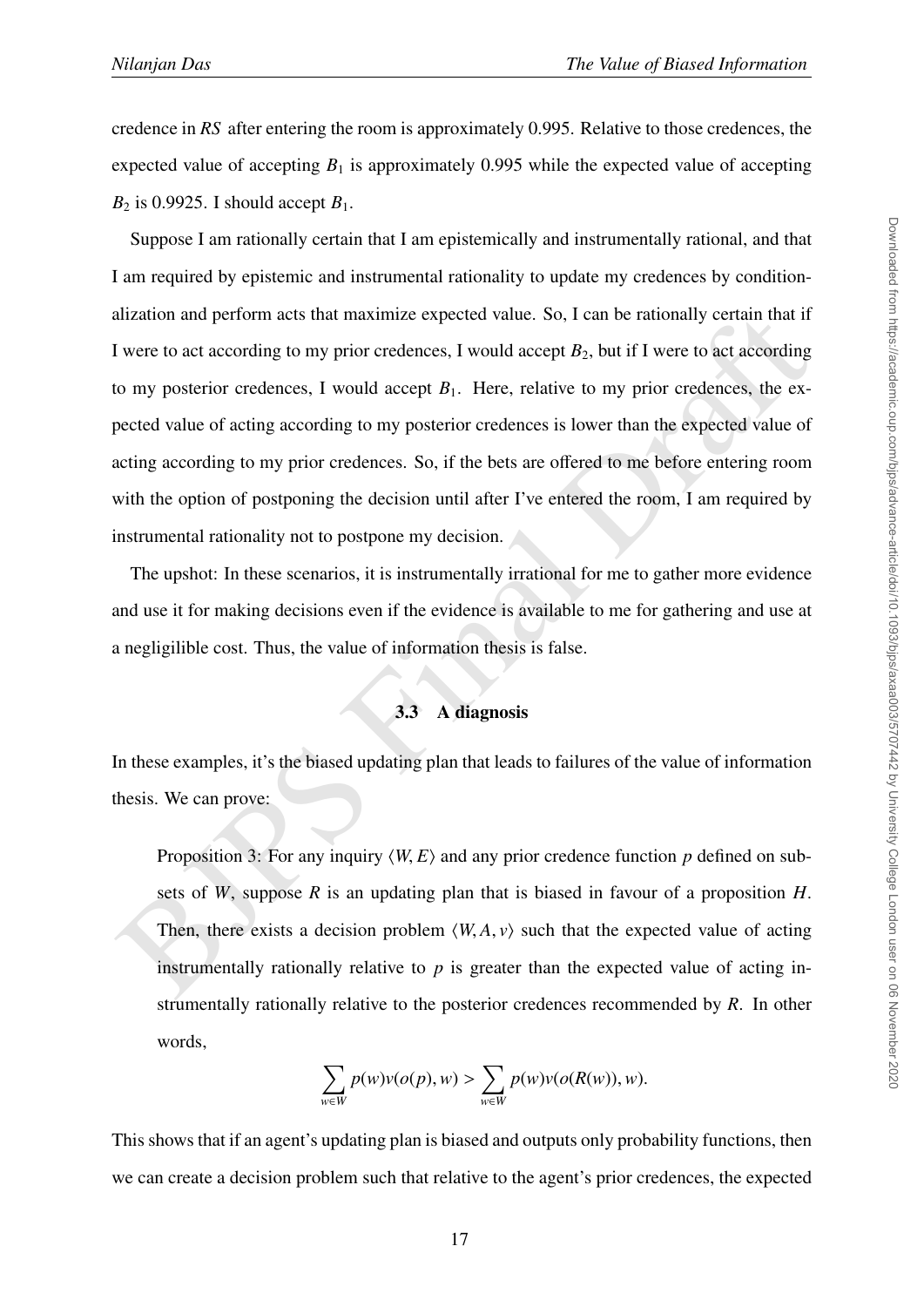credence in *RS* after entering the room is approximately 0.995. Relative to those credences, the expected value of accepting $B_1$ is approximately 0.995 while the expected value of accepting $B_2$ is 0.9925. I should accept $B_1$.

Suppose I am rationally certain that I am epistemically and instrumentally rational, and that I am required by epistemic and instrumental rationality to update my credences by conditionalization and perform acts that maximize expected value. So, I can be rationally certain that if I were to act according to my prior credences, I would accept $B_2$, but if I were to act according to my posterior credences, I would accept $B_1$. Here, relative to my prior credences, the expected value of acting according to my posterior credences is lower than the expected value of acting according to my prior credences. So, if the bets are offered to me before entering room with the option of postponing the decision until after I've entered the room, I am required by instrumental rationality not to postpone my decision.

The upshot: In these scenarios, it is instrumentally irrational for me to gather more evidence and use it for making decisions even if the evidence is available to me for gathering and use at a negligilible cost. Thus, the value of information thesis is false.

### 3.3 A diagnosis

In these examples, it's the biased updating plan that leads to failures of the value of information thesis. We can prove:

> Proposition 3: For any inquiry $\langle W, E \rangle$ and any prior credence function $p$ defined on subsets of $W$, suppose $R$ is an updating plan that is biased in favour of a proposition $H$. Then, there exists a decision problem $\langle W, A, v \rangle$ such that the expected value of acting instrumentally rationally relative to $p$ is greater than the expected value of acting instrumentally rationally relative to the posterior credences recommended by $R$. In other words,
>
> $$\sum_{w \in W} p(w) v(o(p), w) > \sum_{w \in W} p(w) v(o(R(w)), w).$$

This shows that if an agent's updating plan is biased and outputs only probability functions, then we can create a decision problem such that relative to the agent's prior credences, the expected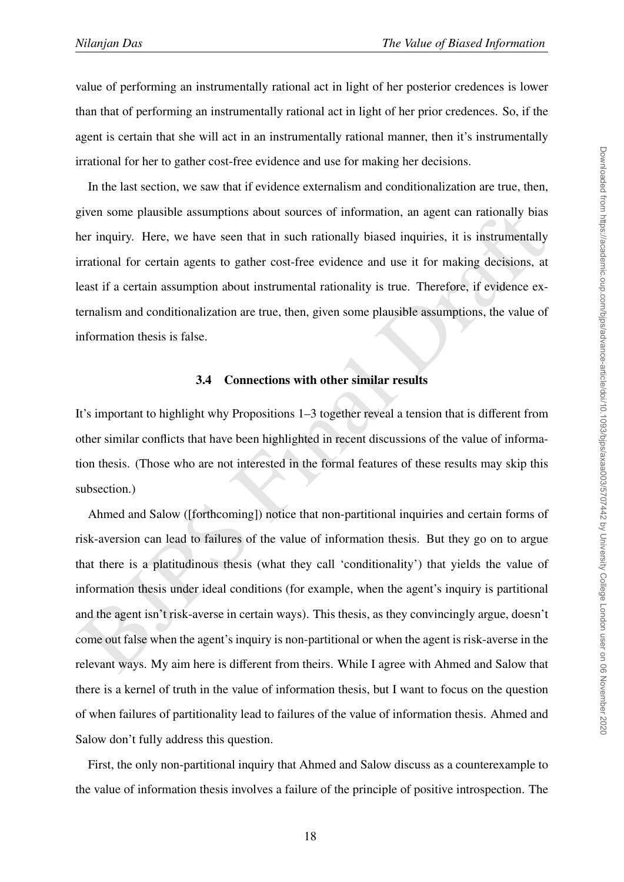value of performing an instrumentally rational act in light of her posterior credences is lower than that of performing an instrumentally rational act in light of her prior credences. So, if the agent is certain that she will act in an instrumentally rational manner, then it's instrumentally irrational for her to gather cost-free evidence and use for making her decisions.

In the last section, we saw that if evidence externalism and conditionalization are true, then, given some plausible assumptions about sources of information, an agent can rationally bias her inquiry. Here, we have seen that in such rationally biased inquiries, it is instrumentally irrational for certain agents to gather cost-free evidence and use it for making decisions, at least if a certain assumption about instrumental rationality is true. Therefore, if evidence externalism and conditionalization are true, then, given some plausible assumptions, the value of information thesis is false.

### 3.4 Connections with other similar results

It's important to highlight why Propositions 1–3 together reveal a tension that is different from other similar conflicts that have been highlighted in recent discussions of the value of information thesis. (Those who are not interested in the formal features of these results may skip this subsection.)

Ahmed and Salow ([forthcoming]) notice that non-partitional inquiries and certain forms of risk-aversion can lead to failures of the value of information thesis. But they go on to argue that there is a platitudinous thesis (what they call 'conditionality') that yields the value of information thesis under ideal conditions (for example, when the agent's inquiry is partitional and the agent isn't risk-averse in certain ways). This thesis, as they convincingly argue, doesn't come out false when the agent's inquiry is non-partitional or when the agent is risk-averse in the relevant ways. My aim here is different from theirs. While I agree with Ahmed and Salow that there is a kernel of truth in the value of information thesis, but I want to focus on the question of when failures of partitionality lead to failures of the value of information thesis. Ahmed and Salow don't fully address this question.

First, the only non-partitional inquiry that Ahmed and Salow discuss as a counterexample to the value of information thesis involves a failure of the principle of positive introspection. The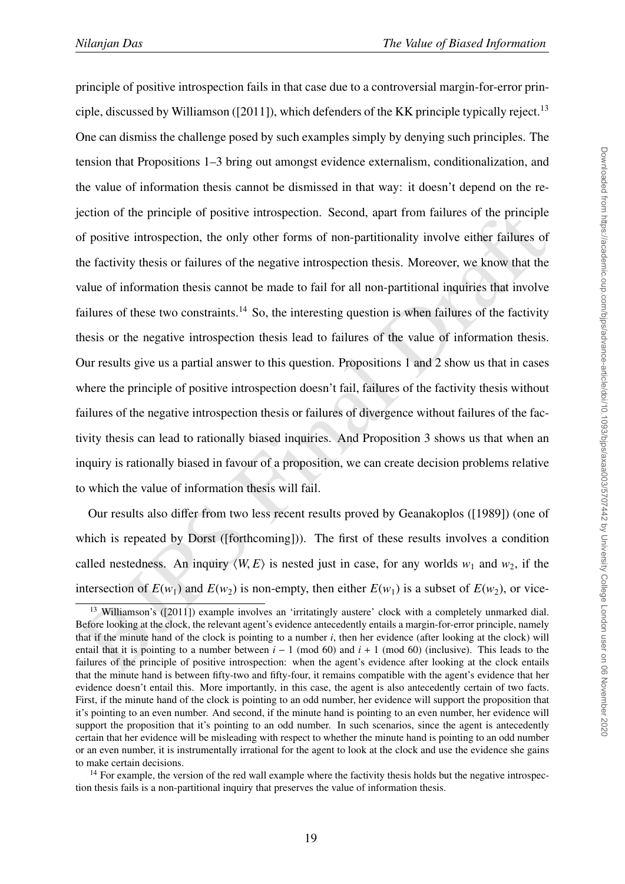principle of positive introspection fails in that case due to a controversial margin-for-error principle, discussed by Williamson ([2011]), which defenders of the KK principle typically reject.[13] One can dismiss the challenge posed by such examples simply by denying such principles. The tension that Propositions 1–3 bring out amongst evidence externalism, conditionalization, and the value of information thesis cannot be dismissed in that way: it doesn't depend on the rejection of the principle of positive introspection. Second, apart from failures of the principle of positive introspection, the only other forms of non-partitionality involve either failures of the factivity thesis or failures of the negative introspection thesis. Moreover, we know that the value of information thesis cannot be made to fail for all non-partitional inquiries that involve failures of these two constraints.[14] So, the interesting question is when failures of the factivity thesis or the negative introspection thesis lead to failures of the value of information thesis. Our results give us a partial answer to this question. Propositions 1 and 2 show us that in cases where the principle of positive introspection doesn't fail, failures of the factivity thesis without failures of the negative introspection thesis or failures of divergence without failures of the factivity thesis can lead to rationally biased inquiries. And Proposition 3 shows us that when an inquiry is rationally biased in favour of a proposition, we can create decision problems relative to which the value of information thesis will fail.

Our results also differ from two less recent results proved by Geanakoplos ([1989]) (one of which is repeated by Dorst ([forthcoming])). The first of these results involves a condition called nestedness. An inquiry $\langle W, E\rangle$ is nested just in case, for any worlds $w_1$ and $w_2$, if the intersection of $E(w_1)$ and $E(w_2)$ is non-empty, then either $E(w_1)$ is a subset of $E(w_2)$, or vice-

[13] Williamson's ([2011]) example involves an 'irritatingly austere' clock with a completely unmarked dial. Before looking at the clock, the relevant agent's evidence antecedently entails a margin-for-error principle, namely that if the minute hand of the clock is pointing to a number $i$, then her evidence (after looking at the clock) will entail that it is pointing to a number between $i - 1$ (mod 60) and $i + 1$ (mod 60) (inclusive). This leads to the failures of the principle of positive introspection: when the agent's evidence after looking at the clock entails that the minute hand is between fifty-two and fifty-four, it remains compatible with the agent's evidence that her evidence doesn't entail this. More importantly, in this case, the agent is also antecedently certain of two facts. First, if the minute hand of the clock is pointing to an odd number, her evidence will support the proposition that it's pointing to an even number. And second, if the minute hand is pointing to an even number, her evidence will support the proposition that it's pointing to an odd number. In such scenarios, since the agent is antecedently certain that her evidence will be misleading with respect to whether the minute hand is pointing to an odd number or an even number, it is instrumentally irrational for the agent to look at the clock and use the evidence she gains to make certain decisions.

[14] For example, the version of the red wall example where the factivity thesis holds but the negative introspection thesis fails is a non-partitional inquiry that preserves the value of information thesis.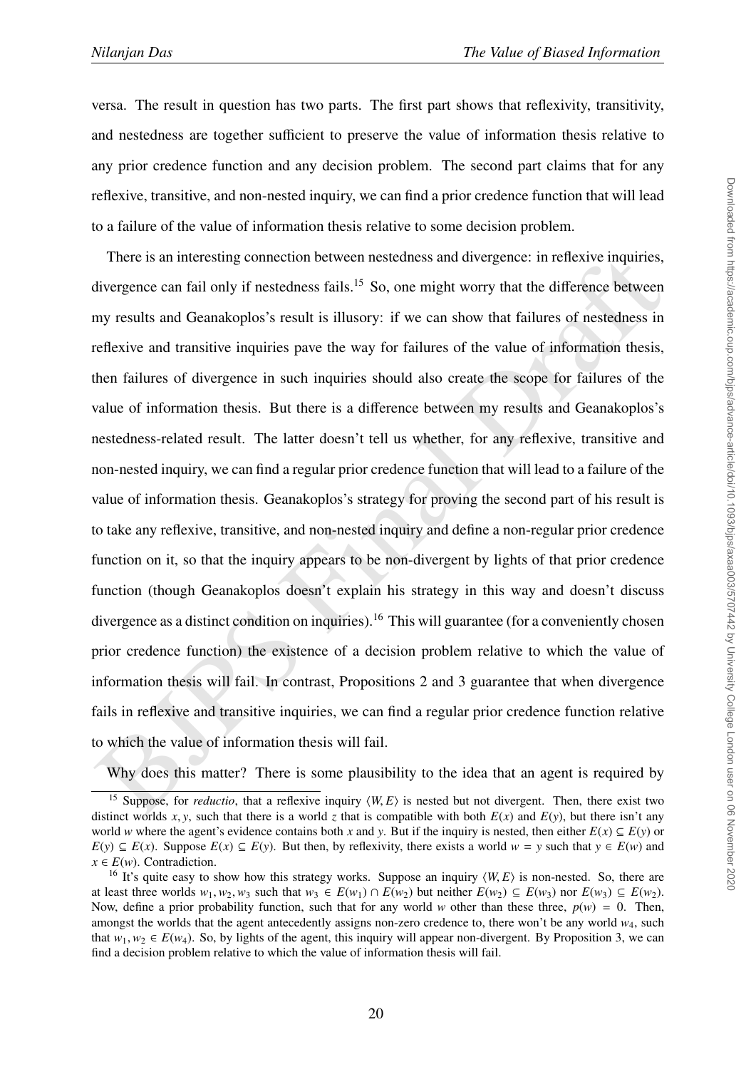versa. The result in question has two parts. The first part shows that reflexivity, transitivity, and nestedness are together sufficient to preserve the value of information thesis relative to any prior credence function and any decision problem. The second part claims that for any reflexive, transitive, and non-nested inquiry, we can find a prior credence function that will lead to a failure of the value of information thesis relative to some decision problem.

There is an interesting connection between nestedness and divergence: in reflexive inquiries, divergence can fail only if nestedness fails.[15] So, one might worry that the difference between my results and Geanakoplos's result is illusory: if we can show that failures of nestedness in reflexive and transitive inquiries pave the way for failures of the value of information thesis, then failures of divergence in such inquiries should also create the scope for failures of the value of information thesis. But there is a difference between my results and Geanakoplos's nestedness-related result. The latter doesn't tell us whether, for any reflexive, transitive and non-nested inquiry, we can find a regular prior credence function that will lead to a failure of the value of information thesis. Geanakoplos's strategy for proving the second part of his result is to take any reflexive, transitive, and non-nested inquiry and define a non-regular prior credence function on it, so that the inquiry appears to be non-divergent by lights of that prior credence function (though Geanakoplos doesn't explain his strategy in this way and doesn't discuss divergence as a distinct condition on inquiries).[16] This will guarantee (for a conveniently chosen prior credence function) the existence of a decision problem relative to which the value of information thesis will fail. In contrast, Propositions 2 and 3 guarantee that when divergence fails in reflexive and transitive inquiries, we can find a regular prior credence function relative to which the value of information thesis will fail.

Why does this matter? There is some plausibility to the idea that an agent is required by

---

[15] Suppose, for *reductio*, that a reflexive inquiry $\langle W, E \rangle$ is nested but not divergent. Then, there exist two distinct worlds $x, y$, such that there is a world $z$ that is compatible with both $E(x)$ and $E(y)$, but there isn't any world $w$ where the agent's evidence contains both $x$ and $y$. But if the inquiry is nested, then either $E(x) \subseteq E(y)$ or $E(y) \subseteq E(x)$. Suppose $E(x) \subseteq E(y)$. But then, by reflexivity, there exists a world $w = y$ such that $y \in E(w)$ and $x \in E(w)$. Contradiction.

[16] It's quite easy to show how this strategy works. Suppose an inquiry $\langle W, E \rangle$ is non-nested. So, there are at least three worlds $w_1, w_2, w_3$ such that $w_3 \in E(w_1) \cap E(w_2)$ but neither $E(w_2) \subseteq E(w_3)$ nor $E(w_3) \subseteq E(w_2)$. Now, define a prior probability function, such that for any world $w$ other than these three, $p(w) = 0$. Then, amongst the worlds that the agent antecedently assigns non-zero credence to, there won't be any world $w_4$, such that $w_1, w_2 \in E(w_4)$. So, by lights of the agent, this inquiry will appear non-divergent. By Proposition 3, we can find a decision problem relative to which the value of information thesis will fail.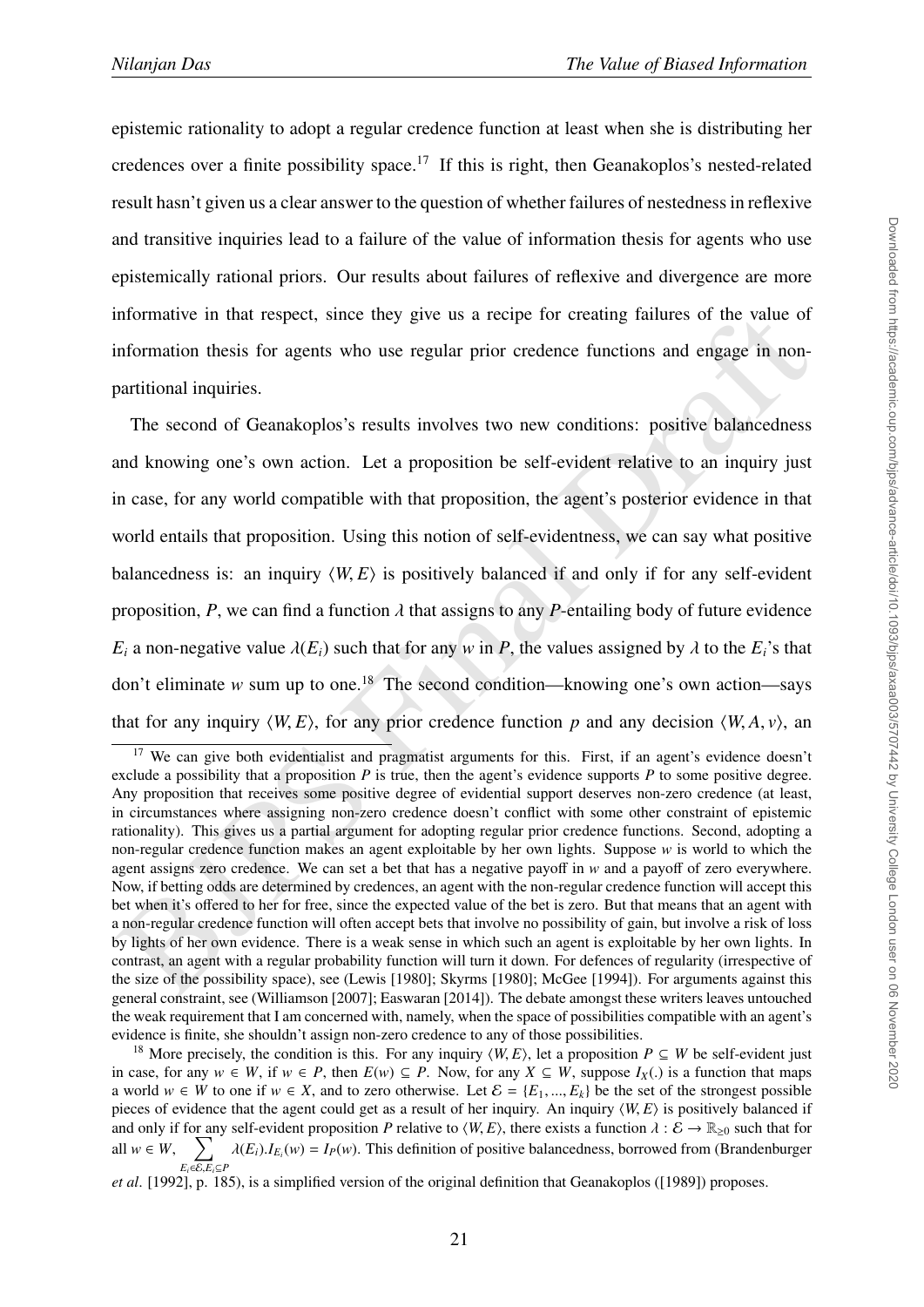epistemic rationality to adopt a regular credence function at least when she is distributing her credences over a finite possibility space.[17] If this is right, then Geanakoplos's nested-related result hasn't given us a clear answer to the question of whether failures of nestedness in reflexive and transitive inquiries lead to a failure of the value of information thesis for agents who use epistemically rational priors. Our results about failures of reflexive and divergence are more informative in that respect, since they give us a recipe for creating failures of the value of information thesis for agents who use regular prior credence functions and engage in non-partitional inquiries.

The second of Geanakoplos's results involves two new conditions: positive balancedness and knowing one's own action. Let a proposition be self-evident relative to an inquiry just in case, for any world compatible with that proposition, the agent's posterior evidence in that world entails that proposition. Using this notion of self-evidentness, we can say what positive balancedness is: an inquiry $\langle W, E\rangle$ is positively balanced if and only if for any self-evident proposition, $P$, we can find a function $\lambda$ that assigns to any $P$-entailing body of future evidence $E_i$ a non-negative value $\lambda(E_i)$ such that for any $w$ in $P$, the values assigned by $\lambda$ to the $E_i$'s that don't eliminate $w$ sum up to one.[18] The second condition—knowing one's own action—says that for any inquiry $\langle W, E\rangle$, for any prior credence function $p$ and any decision $\langle W, A, v\rangle$, an

---

[17] We can give both evidentialist and pragmatist arguments for this. First, if an agent's evidence doesn't exclude a possibility that a proposition $P$ is true, then the agent's evidence supports $P$ to some positive degree. Any proposition that receives some positive degree of evidential support deserves non-zero credence (at least, in circumstances where assigning non-zero credence doesn't conflict with some other constraint of epistemic rationality). This gives us a partial argument for adopting regular prior credence functions. Second, adopting a non-regular credence function makes an agent exploitable by her own lights. Suppose $w$ is world to which the agent assigns zero credence. We can set a bet that has a negative payoff in $w$ and a payoff of zero everywhere. Now, if betting odds are determined by credences, an agent with the non-regular credence function will accept this bet when it's offered to her for free, since the expected value of the bet is zero. But that means that an agent with a non-regular credence function will often accept bets that involve no possibility of gain, but involve a risk of loss by lights of her own evidence. There is a weak sense in which such an agent is exploitable by her own lights. In contrast, an agent with a regular probability function will turn it down. For defences of regularity (irrespective of the size of the possibility space), see (Lewis [1980]; Skyrms [1980]; McGee [1994]). For arguments against this general constraint, see (Williamson [2007]; Easwaran [2014]). The debate amongst these writers leaves untouched the weak requirement that I am concerned with, namely, when the space of possibilities compatible with an agent's evidence is finite, she shouldn't assign non-zero credence to any of those possibilities.

[18] More precisely, the condition is this. For any inquiry $\langle W, E\rangle$, let a proposition $P \subseteq W$ be self-evident just in case, for any $w \in W$, if $w \in P$, then $E(w) \subseteq P$. Now, for any $X \subseteq W$, suppose $I_X(.)$ is a function that maps a world $w \in W$ to one if $w \in X$, and to zero otherwise. Let $\mathcal{E} = \{E_1, ..., E_k\}$ be the set of the strongest possible pieces of evidence that the agent could get as a result of her inquiry. An inquiry $\langle W, E\rangle$ is positively balanced if and only if for any self-evident proposition $P$ relative to $\langle W, E\rangle$, there exists a function $\lambda : \mathcal{E} \to \mathbb{R}_{\geq 0}$ such that for all $w \in W$, $\sum_{E_i \in \mathcal{E}, E_i \subseteq P} \lambda(E_i).I_{E_i}(w) = I_P(w)$. This definition of positive balancedness, borrowed from (Brandenburger *et al*. [1992], p. 185), is a simplified version of the original definition that Geanakoplos ([1989]) proposes.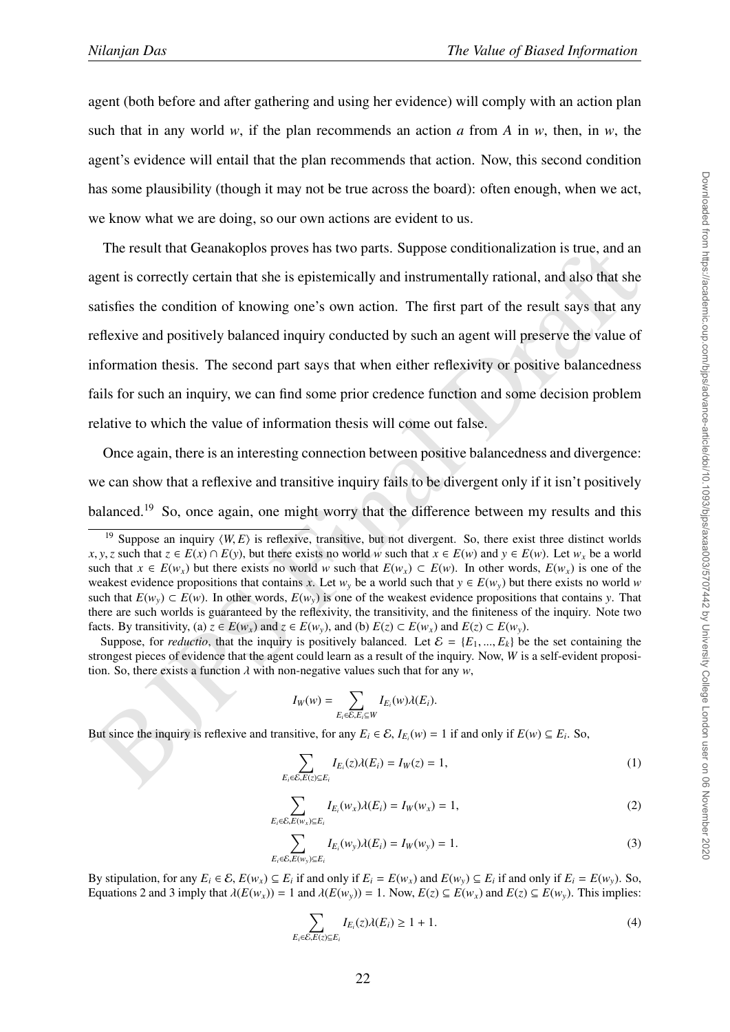agent (both before and after gathering and using her evidence) will comply with an action plan such that in any world $w$, if the plan recommends an action $a$ from $A$ in $w$, then, in $w$, the agent's evidence will entail that the plan recommends that action. Now, this second condition has some plausibility (though it may not be true across the board): often enough, when we act, we know what we are doing, so our own actions are evident to us.

The result that Geanakoplos proves has two parts. Suppose conditionalization is true, and an agent is correctly certain that she is epistemically and instrumentally rational, and also that she satisfies the condition of knowing one's own action. The first part of the result says that any reflexive and positively balanced inquiry conducted by such an agent will preserve the value of information thesis. The second part says that when either reflexivity or positive balancedness fails for such an inquiry, we can find some prior credence function and some decision problem relative to which the value of information thesis will come out false.

Once again, there is an interesting connection between positive balancedness and divergence: we can show that a reflexive and transitive inquiry fails to be divergent only if it isn't positively balanced.[19] So, once again, one might worry that the difference between my results and this

---

[19] Suppose an inquiry $\langle W, E \rangle$ is reflexive, transitive, but not divergent. So, there exist three distinct worlds $x, y, z$ such that $z \in E(x) \cap E(y)$, but there exists no world $w$ such that $x \in E(w)$ and $y \in E(w)$. Let $w_x$ be a world such that $x \in E(w_x)$ but there exists no world $w$ such that $E(w_x) \subset E(w)$. In other words, $E(w_x)$ is one of the weakest evidence propositions that contains $x$. Let $w_y$ be a world such that $y \in E(w_y)$ but there exists no world $w$ such that $E(w_y) \subset E(w)$. In other words, $E(w_y)$ is one of the weakest evidence propositions that contains $y$. That there are such worlds is guaranteed by the reflexivity, the transitivity, and the finiteness of the inquiry. Note two facts. By transitivity, (a) $z \in E(w_x)$ and $z \in E(w_y)$, and (b) $E(z) \subset E(w_x)$ and $E(z) \subset E(w_y)$.

Suppose, for *reductio*, that the inquiry is positively balanced. Let $\mathcal{E} = \{E_1, ..., E_k\}$ be the set containing the strongest pieces of evidence that the agent could learn as a result of the inquiry. Now, $W$ is a self-evident proposition. So, there exists a function $\lambda$ with non-negative values such that for any $w$,

$$I_W(w) = \sum_{E_i \in \mathcal{E}, E_i \subseteq W} I_{E_i}(w)\lambda(E_i).$$

But since the inquiry is reflexive and transitive, for any $E_i \in \mathcal{E}$, $I_{E_i}(w) = 1$ if and only if $E(w) \subseteq E_i$. So,

$$\sum_{E_i \in \mathcal{E}, E(z) \subseteq E_i} I_{E_i}(z)\lambda(E_i) = I_W(z) = 1, \tag{1}$$

$$\sum_{E_i \in \mathcal{E}, E(w_x) \subseteq E_i} I_{E_i}(w_x)\lambda(E_i) = I_W(w_x) = 1, \tag{2}$$

$$\sum_{E_i \in \mathcal{E}, E(w_y) \subseteq E_i} I_{E_i}(w_y)\lambda(E_i) = I_W(w_y) = 1. \tag{3}$$

By stipulation, for any $E_i \in \mathcal{E}$, $E(w_x) \subseteq E_i$ if and only if $E_i = E(w_x)$ and $E(w_y) \subseteq E_i$ if and only if $E_i = E(w_y)$. So, Equations 2 and 3 imply that $\lambda(E(w_x)) = 1$ and $\lambda(E(w_y)) = 1$. Now, $E(z) \subseteq E(w_x)$ and $E(z) \subseteq E(w_y)$. This implies:

$$\sum_{E_i \in \mathcal{E}, E(z) \subseteq E_i} I_{E_i}(z)\lambda(E_i) \geq 1 + 1. \tag{4}$$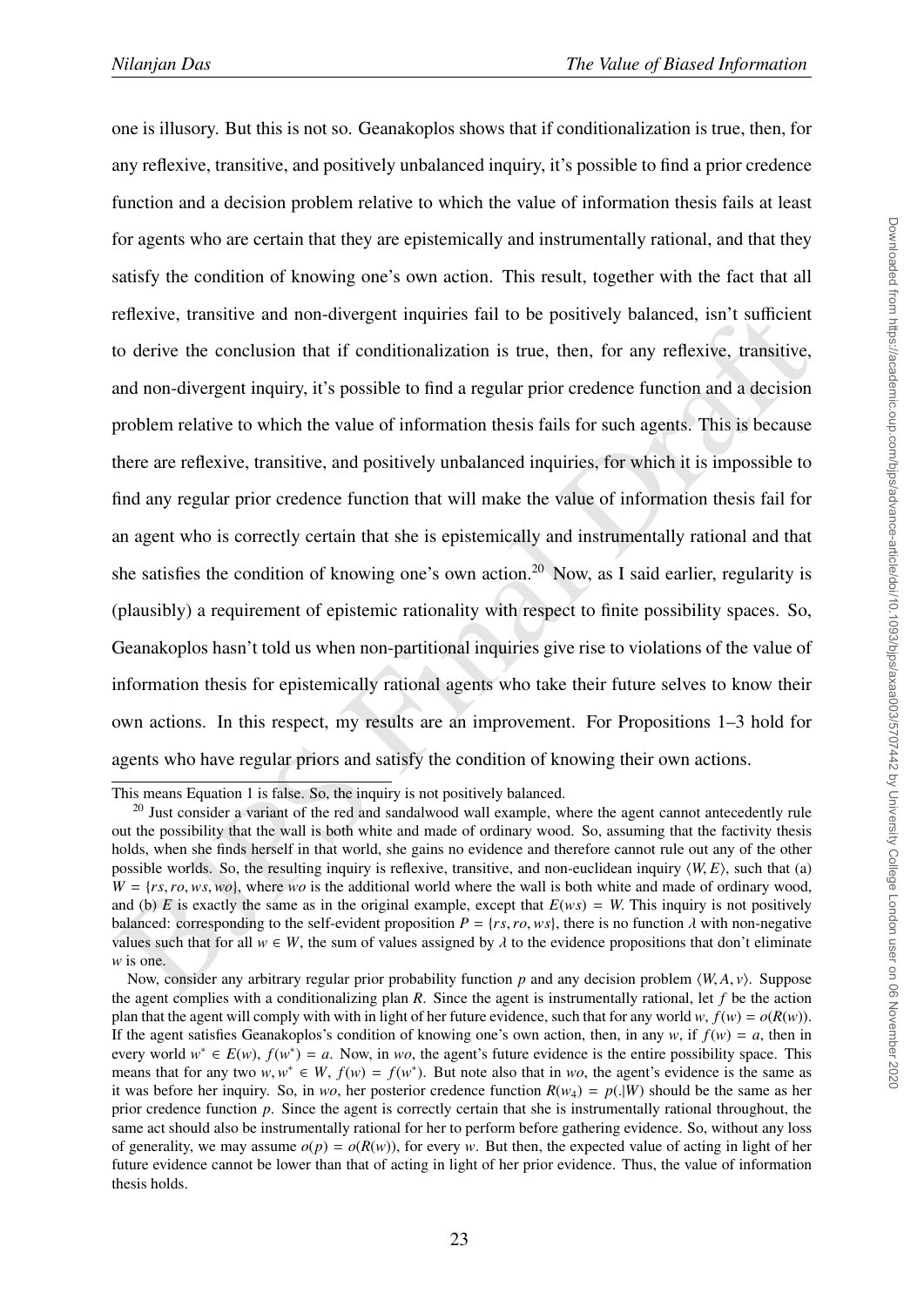one is illusory. But this is not so. Geanakoplos shows that if conditionalization is true, then, for any reflexive, transitive, and positively unbalanced inquiry, it's possible to find a prior credence function and a decision problem relative to which the value of information thesis fails at least for agents who are certain that they are epistemically and instrumentally rational, and that they satisfy the condition of knowing one's own action. This result, together with the fact that all reflexive, transitive and non-divergent inquiries fail to be positively balanced, isn't sufficient to derive the conclusion that if conditionalization is true, then, for any reflexive, transitive, and non-divergent inquiry, it's possible to find a regular prior credence function and a decision problem relative to which the value of information thesis fails for such agents. This is because there are reflexive, transitive, and positively unbalanced inquiries, for which it is impossible to find any regular prior credence function that will make the value of information thesis fail for an agent who is correctly certain that she is epistemically and instrumentally rational and that she satisfies the condition of knowing one's own action.[20] Now, as I said earlier, regularity is (plausibly) a requirement of epistemic rationality with respect to finite possibility spaces. So, Geanakoplos hasn't told us when non-partitional inquiries give rise to violations of the value of information thesis for epistemically rational agents who take their future selves to know their own actions. In this respect, my results are an improvement. For Propositions 1–3 hold for agents who have regular priors and satisfy the condition of knowing their own actions.

This means Equation 1 is false. So, the inquiry is not positively balanced.

[20] Just consider a variant of the red and sandalwood wall example, where the agent cannot antecedently rule out the possibility that the wall is both white and made of ordinary wood. So, assuming that the factivity thesis holds, when she finds herself in that world, she gains no evidence and therefore cannot rule out any of the other possible worlds. So, the resulting inquiry is reflexive, transitive, and non-euclidean inquiry $\langle W, E \rangle$, such that (a) $W = \{rs, ro, ws, wo\}$, where $wo$ is the additional world where the wall is both white and made of ordinary wood, and (b) $E$ is exactly the same as in the original example, except that $E(ws) = W$. This inquiry is not positively balanced: corresponding to the self-evident proposition $P = \{rs, ro, ws\}$, there is no function $\lambda$ with non-negative values such that for all $w \in W$, the sum of values assigned by $\lambda$ to the evidence propositions that don't eliminate $w$ is one.

Now, consider any arbitrary regular prior probability function $p$ and any decision problem $\langle W, A, v \rangle$. Suppose the agent complies with a conditionalizing plan $R$. Since the agent is instrumentally rational, let $f$ be the action plan that the agent will comply with with in light of her future evidence, such that for any world $w$, $f(w) = o(R(w))$. If the agent satisfies Geanakoplos's condition of knowing one's own action, then, in any $w$, if $f(w) = a$, then in every world $w^* \in E(w)$, $f(w^*) = a$. Now, in $wo$, the agent's future evidence is the entire possibility space. This means that for any two $w, w^* \in W$, $f(w) = f(w^*)$. But note also that in $wo$, the agent's evidence is the same as it was before her inquiry. So, in $wo$, her posterior credence function $R(w_4) = p(.|W)$ should be the same as her prior credence function $p$. Since the agent is correctly certain that she is instrumentally rational throughout, the same act should also be instrumentally rational for her to perform before gathering evidence. So, without any loss of generality, we may assume $o(p) = o(R(w))$, for every $w$. But then, the expected value of acting in light of her future evidence cannot be lower than that of acting in light of her prior evidence. Thus, the value of information thesis holds.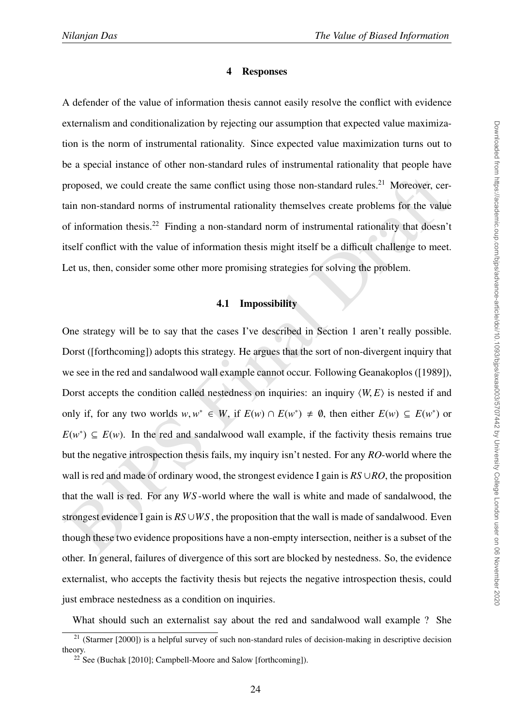## 4 Responses

A defender of the value of information thesis cannot easily resolve the conflict with evidence externalism and conditionalization by rejecting our assumption that expected value maximization is the norm of instrumental rationality. Since expected value maximization turns out to be a special instance of other non-standard rules of instrumental rationality that people have proposed, we could create the same conflict using those non-standard rules.[21] Moreover, certain non-standard norms of instrumental rationality themselves create problems for the value of information thesis.[22] Finding a non-standard norm of instrumental rationality that doesn't itself conflict with the value of information thesis might itself be a difficult challenge to meet. Let us, then, consider some other more promising strategies for solving the problem.

### 4.1 Impossibility

One strategy will be to say that the cases I've described in Section 1 aren't really possible. Dorst ([forthcoming]) adopts this strategy. He argues that the sort of non-divergent inquiry that we see in the red and sandalwood wall example cannot occur. Following Geanakoplos ([1989]), Dorst accepts the condition called nestedness on inquiries: an inquiry $\langle W, E \rangle$ is nested if and only if, for any two worlds $w, w^* \in W$, if $E(w) \cap E(w^*) \neq \emptyset$, then either $E(w) \subseteq E(w^*)$ or $E(w^*) \subseteq E(w)$. In the red and sandalwood wall example, if the factivity thesis remains true but the negative introspection thesis fails, my inquiry isn't nested. For any $RO$-world where the wall is red and made of ordinary wood, the strongest evidence I gain is $RS \cup RO$, the proposition that the wall is red. For any $WS$-world where the wall is white and made of sandalwood, the strongest evidence I gain is $RS \cup WS$, the proposition that the wall is made of sandalwood. Even though these two evidence propositions have a non-empty intersection, neither is a subset of the other. In general, failures of divergence of this sort are blocked by nestedness. So, the evidence externalist, who accepts the factivity thesis but rejects the negative introspection thesis, could just embrace nestedness as a condition on inquiries.

What should such an externalist say about the red and sandalwood wall example ? She

[21] (Starmer [2000]) is a helpful survey of such non-standard rules of decision-making in descriptive decision theory.

[22] See (Buchak [2010]; Campbell-Moore and Salow [forthcoming]).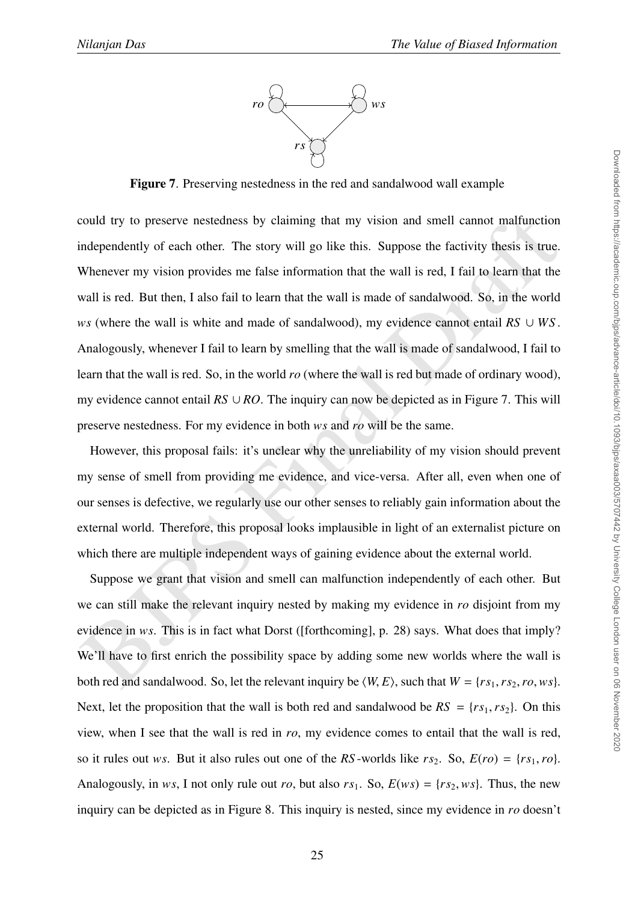Figure 7. Preserving nestedness in the red and sandalwood wall example

could try to preserve nestedness by claiming that my vision and smell cannot malfunction independently of each other. The story will go like this. Suppose the factivity thesis is true. Whenever my vision provides me false information that the wall is red, I fail to learn that the wall is red. But then, I also fail to learn that the wall is made of sandalwood. So, in the world *ws* (where the wall is white and made of sandalwood), my evidence cannot entail $RS \cup WS$. Analogously, whenever I fail to learn by smelling that the wall is made of sandalwood, I fail to learn that the wall is red. So, in the world *ro* (where the wall is red but made of ordinary wood), my evidence cannot entail $RS \cup RO$. The inquiry can now be depicted as in Figure 7. This will preserve nestedness. For my evidence in both *ws* and *ro* will be the same.

However, this proposal fails: it's unclear why the unreliability of my vision should prevent my sense of smell from providing me evidence, and vice-versa. After all, even when one of our senses is defective, we regularly use our other senses to reliably gain information about the external world. Therefore, this proposal looks implausible in light of an externalist picture on which there are multiple independent ways of gaining evidence about the external world.

Suppose we grant that vision and smell can malfunction independently of each other. But we can still make the relevant inquiry nested by making my evidence in *ro* disjoint from my evidence in *ws*. This is in fact what Dorst ([forthcoming], p. 28) says. What does that imply? We'll have to first enrich the possibility space by adding some new worlds where the wall is both red and sandalwood. So, let the relevant inquiry be $\langle W, E \rangle$, such that $W = \{rs_1, rs_2, ro, ws\}$. Next, let the proposition that the wall is both red and sandalwood be $RS = \{rs_1, rs_2\}$. On this view, when I see that the wall is red in *ro*, my evidence comes to entail that the wall is red, so it rules out *ws*. But it also rules out one of the $RS$-worlds like $rs_2$. So, $E(ro) = \{rs_1, ro\}$. Analogously, in *ws*, I not only rule out *ro*, but also $rs_1$. So, $E(ws) = \{rs_2, ws\}$. Thus, the new inquiry can be depicted as in Figure 8. This inquiry is nested, since my evidence in *ro* doesn't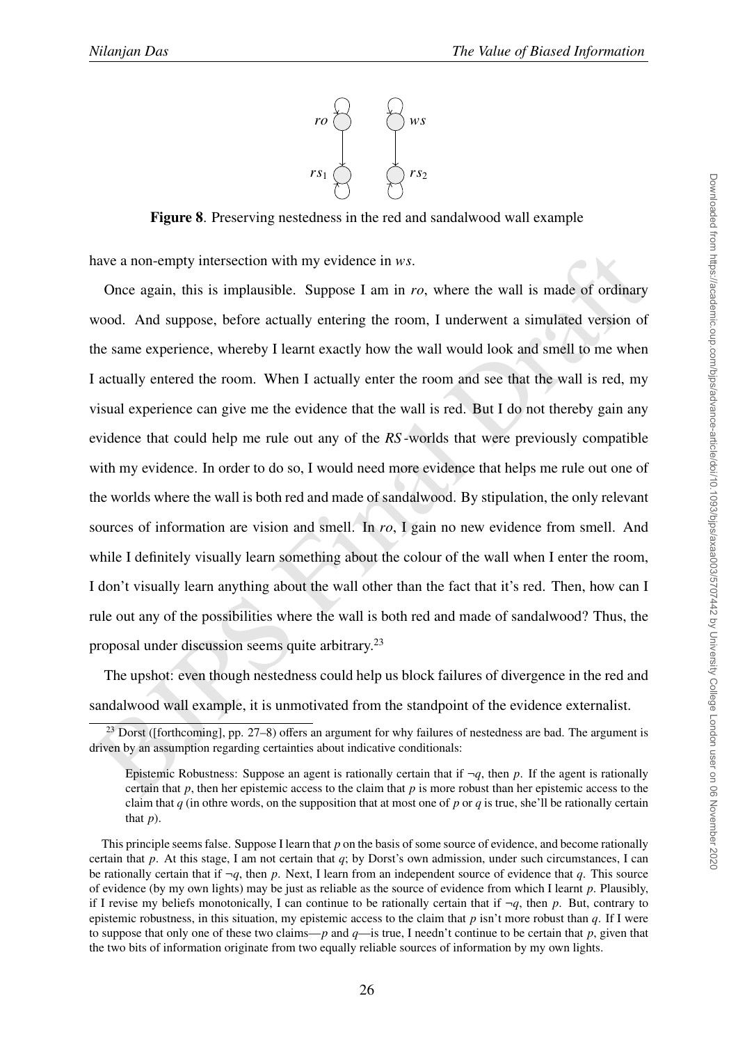**Figure 8**. Preserving nestedness in the red and sandalwood wall example

have a non-empty intersection with my evidence in *ws*.

Once again, this is implausible. Suppose I am in *ro*, where the wall is made of ordinary wood. And suppose, before actually entering the room, I underwent a simulated version of the same experience, whereby I learnt exactly how the wall would look and smell to me when I actually entered the room. When I actually enter the room and see that the wall is red, my visual experience can give me the evidence that the wall is red. But I do not thereby gain any evidence that could help me rule out any of the *RS*-worlds that were previously compatible with my evidence. In order to do so, I would need more evidence that helps me rule out one of the worlds where the wall is both red and made of sandalwood. By stipulation, the only relevant sources of information are vision and smell. In *ro*, I gain no new evidence from smell. And while I definitely visually learn something about the colour of the wall when I enter the room, I don't visually learn anything about the wall other than the fact that it's red. Then, how can I rule out any of the possibilities where the wall is both red and made of sandalwood? Thus, the proposal under discussion seems quite arbitrary.[23]

The upshot: even though nestedness could help us block failures of divergence in the red and sandalwood wall example, it is unmotivated from the standpoint of the evidence externalist.

[23] Dorst ([forthcoming], pp. 27–8) offers an argument for why failures of nestedness are bad. The argument is driven by an assumption regarding certainties about indicative conditionals:

> Epistemic Robustness: Suppose an agent is rationally certain that if $\neg q$, then $p$. If the agent is rationally certain that $p$, then her epistemic access to the claim that $p$ is more robust than her epistemic access to the claim that $q$ (in othre words, on the supposition that at most one of $p$ or $q$ is true, she'll be rationally certain that $p$).

This principle seems false. Suppose I learn that $p$ on the basis of some source of evidence, and become rationally certain that $p$. At this stage, I am not certain that $q$; by Dorst's own admission, under such circumstances, I can be rationally certain that if $\neg q$, then $p$. Next, I learn from an independent source of evidence that $q$. This source of evidence (by my own lights) may be just as reliable as the source of evidence from which I learnt $p$. Plausibly, if I revise my beliefs monotonically, I can continue to be rationally certain that if $\neg q$, then $p$. But, contrary to epistemic robustness, in this situation, my epistemic access to the claim that $p$ isn't more robust than $q$. If I were to suppose that only one of these two claims—$p$ and $q$—is true, I needn't continue to be certain that $p$, given that the two bits of information originate from two equally reliable sources of information by my own lights.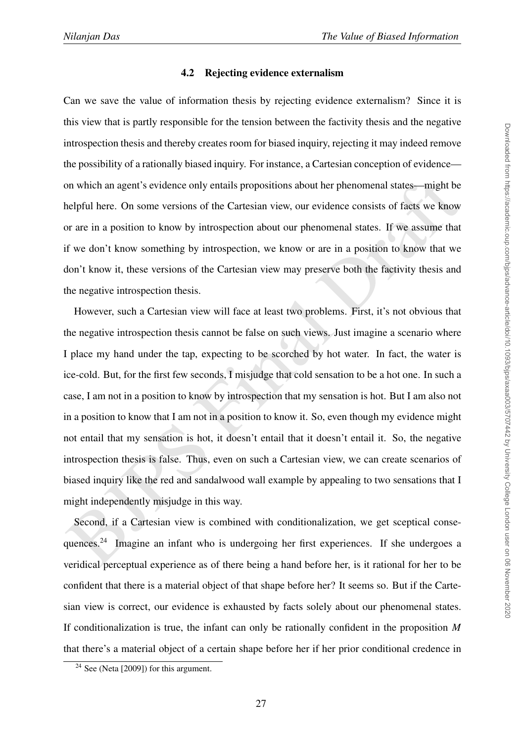### 4.2 Rejecting evidence externalism

Can we save the value of information thesis by rejecting evidence externalism? Since it is this view that is partly responsible for the tension between the factivity thesis and the negative introspection thesis and thereby creates room for biased inquiry, rejecting it may indeed remove the possibility of a rationally biased inquiry. For instance, a Cartesian conception of evidence—on which an agent's evidence only entails propositions about her phenomenal states—might be helpful here. On some versions of the Cartesian view, our evidence consists of facts we know or are in a position to know by introspection about our phenomenal states. If we assume that if we don't know something by introspection, we know or are in a position to know that we don't know it, these versions of the Cartesian view may preserve both the factivity thesis and the negative introspection thesis.

However, such a Cartesian view will face at least two problems. First, it's not obvious that the negative introspection thesis cannot be false on such views. Just imagine a scenario where I place my hand under the tap, expecting to be scorched by hot water. In fact, the water is ice-cold. But, for the first few seconds, I misjudge that cold sensation to be a hot one. In such a case, I am not in a position to know by introspection that my sensation is hot. But I am also not in a position to know that I am not in a position to know it. So, even though my evidence might not entail that my sensation is hot, it doesn't entail that it doesn't entail it. So, the negative introspection thesis is false. Thus, even on such a Cartesian view, we can create scenarios of biased inquiry like the red and sandalwood wall example by appealing to two sensations that I might independently misjudge in this way.

Second, if a Cartesian view is combined with conditionalization, we get sceptical consequences.[24] Imagine an infant who is undergoing her first experiences. If she undergoes a veridical perceptual experience as of there being a hand before her, is it rational for her to be confident that there is a material object of that shape before her? It seems so. But if the Cartesian view is correct, our evidence is exhausted by facts solely about our phenomenal states. If conditionalization is true, the infant can only be rationally confident in the proposition $M$ that there's a material object of a certain shape before her if her prior conditional credence in

[24] See (Neta [2009]) for this argument.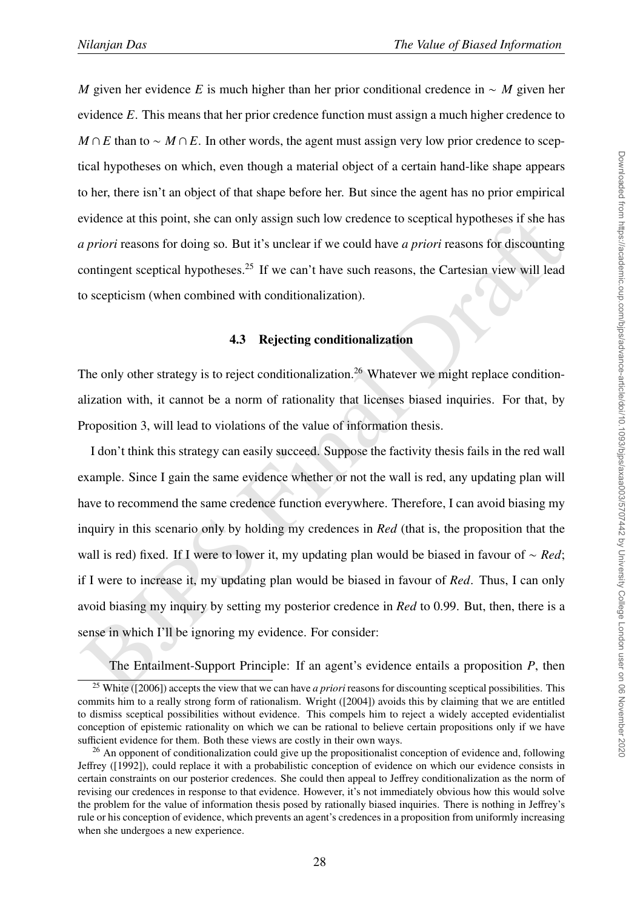$M$ given her evidence $E$ is much higher than her prior conditional credence in $\sim M$ given her evidence $E$. This means that her prior credence function must assign a much higher credence to $M \cap E$ than to $\sim M \cap E$. In other words, the agent must assign very low prior credence to sceptical hypotheses on which, even though a material object of a certain hand-like shape appears to her, there isn't an object of that shape before her. But since the agent has no prior empirical evidence at this point, she can only assign such low credence to sceptical hypotheses if she has *a priori* reasons for doing so. But it's unclear if we could have *a priori* reasons for discounting contingent sceptical hypotheses.[25] If we can't have such reasons, the Cartesian view will lead to scepticism (when combined with conditionalization).

### 4.3 Rejecting conditionalization

The only other strategy is to reject conditionalization.[26] Whatever we might replace conditionalization with, it cannot be a norm of rationality that licenses biased inquiries. For that, by Proposition 3, will lead to violations of the value of information thesis.

I don't think this strategy can easily succeed. Suppose the factivity thesis fails in the red wall example. Since I gain the same evidence whether or not the wall is red, any updating plan will have to recommend the same credence function everywhere. Therefore, I can avoid biasing my inquiry in this scenario only by holding my credences in *Red* (that is, the proposition that the wall is red) fixed. If I were to lower it, my updating plan would be biased in favour of $\sim$ *Red*; if I were to increase it, my updating plan would be biased in favour of *Red*. Thus, I can only avoid biasing my inquiry by setting my posterior credence in *Red* to 0.99. But, then, there is a sense in which I'll be ignoring my evidence. For consider:

The Entailment-Support Principle: If an agent's evidence entails a proposition $P$, then

---

[25] White ([2006]) accepts the view that we can have *a priori* reasons for discounting sceptical possibilities. This commits him to a really strong form of rationalism. Wright ([2004]) avoids this by claiming that we are entitled to dismiss sceptical possibilities without evidence. This compels him to reject a widely accepted evidentialist conception of epistemic rationality on which we can be rational to believe certain propositions only if we have sufficient evidence for them. Both these views are costly in their own ways.

[26] An opponent of conditionalization could give up the propositionalist conception of evidence and, following Jeffrey ([1992]), could replace it with a probabilistic conception of evidence on which our evidence consists in certain constraints on our posterior credences. She could then appeal to Jeffrey conditionalization as the norm of revising our credences in response to that evidence. However, it's not immediately obvious how this would solve the problem for the value of information thesis posed by rationally biased inquiries. There is nothing in Jeffrey's rule or his conception of evidence, which prevents an agent's credences in a proposition from uniformly increasing when she undergoes a new experience.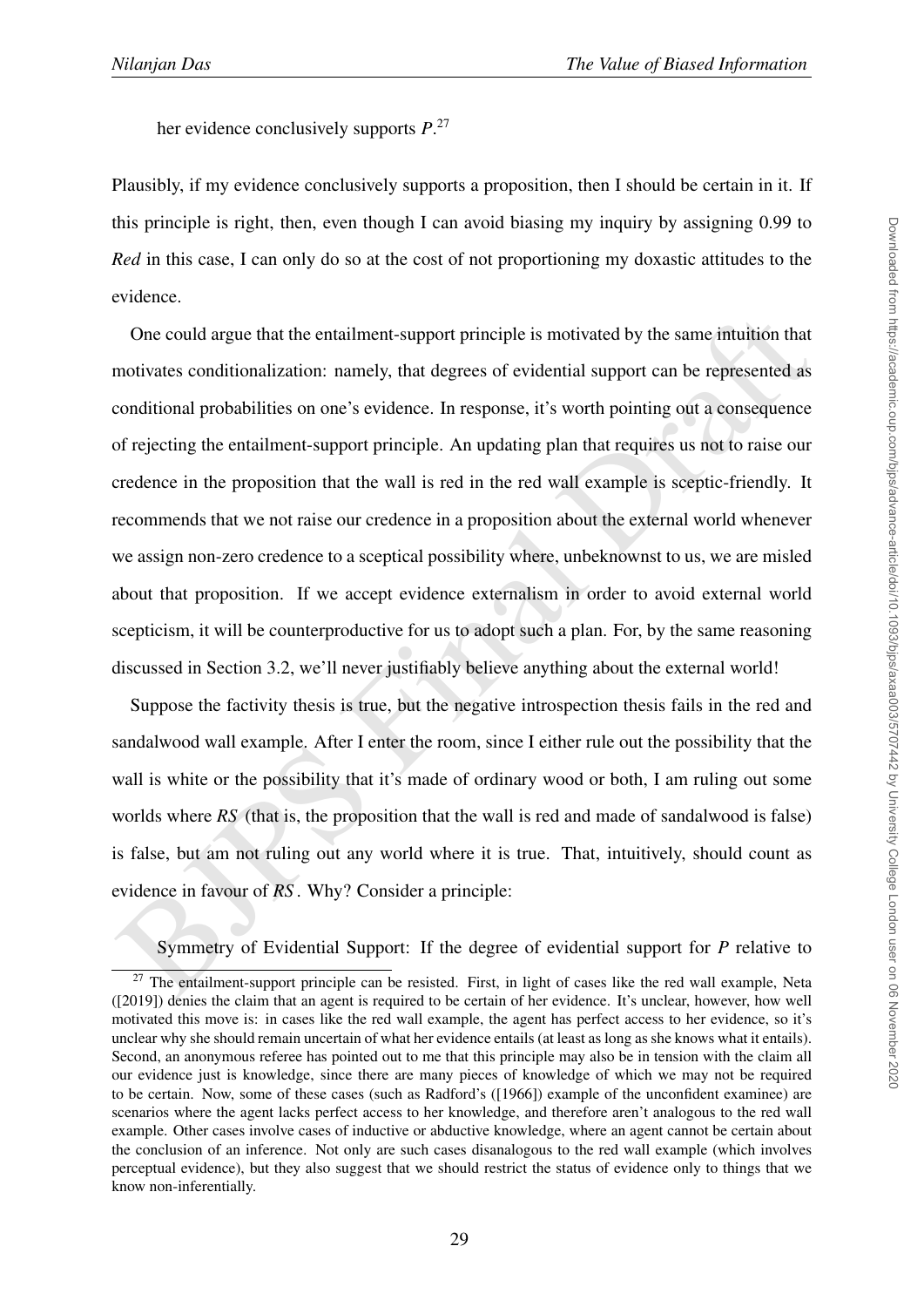her evidence conclusively supports *P*.[27]

Plausibly, if my evidence conclusively supports a proposition, then I should be certain in it. If this principle is right, then, even though I can avoid biasing my inquiry by assigning 0.99 to *Red* in this case, I can only do so at the cost of not proportioning my doxastic attitudes to the evidence.

One could argue that the entailment-support principle is motivated by the same intuition that motivates conditionalization: namely, that degrees of evidential support can be represented as conditional probabilities on one's evidence. In response, it's worth pointing out a consequence of rejecting the entailment-support principle. An updating plan that requires us not to raise our credence in the proposition that the wall is red in the red wall example is sceptic-friendly. It recommends that we not raise our credence in a proposition about the external world whenever we assign non-zero credence to a sceptical possibility where, unbeknownst to us, we are misled about that proposition. If we accept evidence externalism in order to avoid external world scepticism, it will be counterproductive for us to adopt such a plan. For, by the same reasoning discussed in Section 3.2, we'll never justifiably believe anything about the external world!

Suppose the factivity thesis is true, but the negative introspection thesis fails in the red and sandalwood wall example. After I enter the room, since I either rule out the possibility that the wall is white or the possibility that it's made of ordinary wood or both, I am ruling out some worlds where *RS* (that is, the proposition that the wall is red and made of sandalwood is false) is false, but am not ruling out any world where it is true. That, intuitively, should count as evidence in favour of *RS*. Why? Consider a principle:

Symmetry of Evidential Support: If the degree of evidential support for *P* relative to

[27] The entailment-support principle can be resisted. First, in light of cases like the red wall example, Neta ([2019]) denies the claim that an agent is required to be certain of her evidence. It's unclear, however, how well motivated this move is: in cases like the red wall example, the agent has perfect access to her evidence, so it's unclear why she should remain uncertain of what her evidence entails (at least as long as she knows what it entails). Second, an anonymous referee has pointed out to me that this principle may also be in tension with the claim all our evidence just is knowledge, since there are many pieces of knowledge of which we may not be required to be certain. Now, some of these cases (such as Radford's ([1966]) example of the unconfident examinee) are scenarios where the agent lacks perfect access to her knowledge, and therefore aren't analogous to the red wall example. Other cases involve cases of inductive or abductive knowledge, where an agent cannot be certain about the conclusion of an inference. Not only are such cases disanalogous to the red wall example (which involves perceptual evidence), but they also suggest that we should restrict the status of evidence only to things that we know non-inferentially.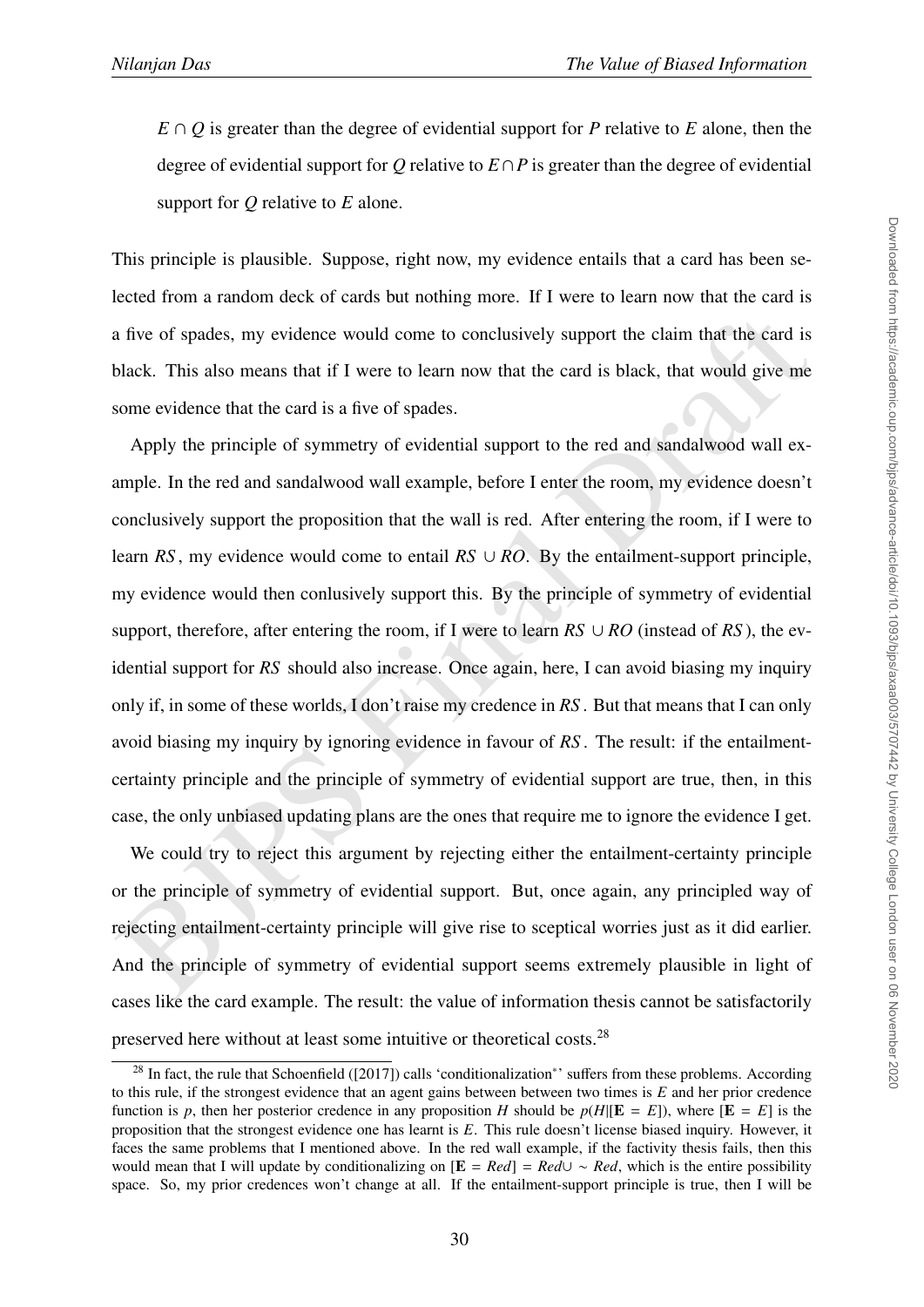$E \cap Q$ is greater than the degree of evidential support for $P$ relative to $E$ alone, then the degree of evidential support for $Q$ relative to $E \cap P$ is greater than the degree of evidential support for $Q$ relative to $E$ alone.

This principle is plausible. Suppose, right now, my evidence entails that a card has been selected from a random deck of cards but nothing more. If I were to learn now that the card is a five of spades, my evidence would come to conclusively support the claim that the card is black. This also means that if I were to learn now that the card is black, that would give me some evidence that the card is a five of spades.

Apply the principle of symmetry of evidential support to the red and sandalwood wall example. In the red and sandalwood wall example, before I enter the room, my evidence doesn't conclusively support the proposition that the wall is red. After entering the room, if I were to learn $RS$, my evidence would come to entail $RS \cup RO$. By the entailment-support principle, my evidence would then conlusively support this. By the principle of symmetry of evidential support, therefore, after entering the room, if I were to learn $RS \cup RO$ (instead of $RS$), the evidential support for $RS$ should also increase. Once again, here, I can avoid biasing my inquiry only if, in some of these worlds, I don't raise my credence in $RS$. But that means that I can only avoid biasing my inquiry by ignoring evidence in favour of $RS$. The result: if the entailment-certainty principle and the principle of symmetry of evidential support are true, then, in this case, the only unbiased updating plans are the ones that require me to ignore the evidence I get.

We could try to reject this argument by rejecting either the entailment-certainty principle or the principle of symmetry of evidential support. But, once again, any principled way of rejecting entailment-certainty principle will give rise to sceptical worries just as it did earlier. And the principle of symmetry of evidential support seems extremely plausible in light of cases like the card example. The result: the value of information thesis cannot be satisfactorily preserved here without at least some intuitive or theoretical costs.[28]

[28] In fact, the rule that Schoenfield ([2017]) calls 'conditionalization*' suffers from these problems. According to this rule, if the strongest evidence that an agent gains between between two times is $E$ and her prior credence function is $p$, then her posterior credence in any proposition $H$ should be $p(H|[\mathbf{E} = E])$, where $[\mathbf{E} = E]$ is the proposition that the strongest evidence one has learnt is $E$. This rule doesn't license biased inquiry. However, it faces the same problems that I mentioned above. In the red wall example, if the factivity thesis fails, then this would mean that I will update by conditionalizing on $[\mathbf{E} = Red] = Red \cup \sim Red$, which is the entire possibility space. So, my prior credences won't change at all. If the entailment-support principle is true, then I will be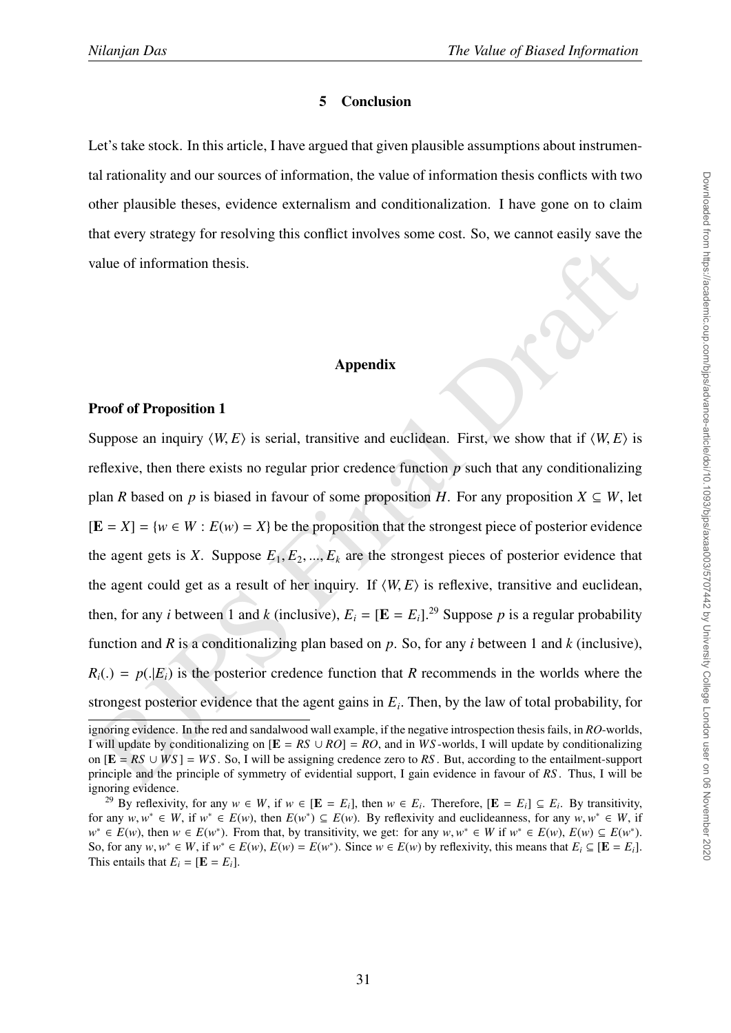## 5 Conclusion

Let's take stock. In this article, I have argued that given plausible assumptions about instrumental rationality and our sources of information, the value of information thesis conflicts with two other plausible theses, evidence externalism and conditionalization. I have gone on to claim that every strategy for resolving this conflict involves some cost. So, we cannot easily save the value of information thesis.

## Appendix

### Proof of Proposition 1

Suppose an inquiry $\langle W, E\rangle$ is serial, transitive and euclidean. First, we show that if $\langle W, E\rangle$ is reflexive, then there exists no regular prior credence function $p$ such that any conditionalizing plan $R$ based on $p$ is biased in favour of some proposition $H$. For any proposition $X \subseteq W$, let $[\mathbf{E} = X] = \{w \in W : E(w) = X\}$ be the proposition that the strongest piece of posterior evidence the agent gets is $X$. Suppose $E_1, E_2, ..., E_k$ are the strongest pieces of posterior evidence that the agent could get as a result of her inquiry. If $\langle W, E\rangle$ is reflexive, transitive and euclidean, then, for any $i$ between 1 and $k$ (inclusive), $E_i = [\mathbf{E} = E_i]$.[29] Suppose $p$ is a regular probability function and $R$ is a conditionalizing plan based on $p$. So, for any $i$ between 1 and $k$ (inclusive), $R_i(.) = p(.|E_i)$ is the posterior credence function that $R$ recommends in the worlds where the strongest posterior evidence that the agent gains in $E_i$. Then, by the law of total probability, for

---

ignoring evidence. In the red and sandalwood wall example, if the negative introspection thesis fails, in $RO$-worlds, I will update by conditionalizing on $[\mathbf{E} = RS \cup RO] = RO$, and in $WS$-worlds, I will update by conditionalizing on $[\mathbf{E} = RS \cup WS] = WS$. So, I will be assigning credence zero to $RS$. But, according to the entailment-support principle and the principle of symmetry of evidential support, I gain evidence in favour of $RS$. Thus, I will be ignoring evidence.

[29] By reflexivity, for any $w \in W$, if $w \in [\mathbf{E} = E_i]$, then $w \in E_i$. Therefore, $[\mathbf{E} = E_i] \subseteq E_i$. By transitivity, for any $w, w^* \in W$, if $w^* \in E(w)$, then $E(w^*) \subseteq E(w)$. By reflexivity and euclideanness, for any $w, w^* \in W$, if $w^* \in E(w)$, then $w \in E(w^*)$. From that, by transitivity, we get: for any $w, w^* \in W$ if $w^* \in E(w)$, $E(w) \subseteq E(w^*)$. So, for any $w, w^* \in W$, if $w^* \in E(w)$, $E(w) = E(w^*)$. Since $w \in E(w)$ by reflexivity, this means that $E_i \subseteq [\mathbf{E} = E_i]$. This entails that $E_i = [\mathbf{E} = E_i]$.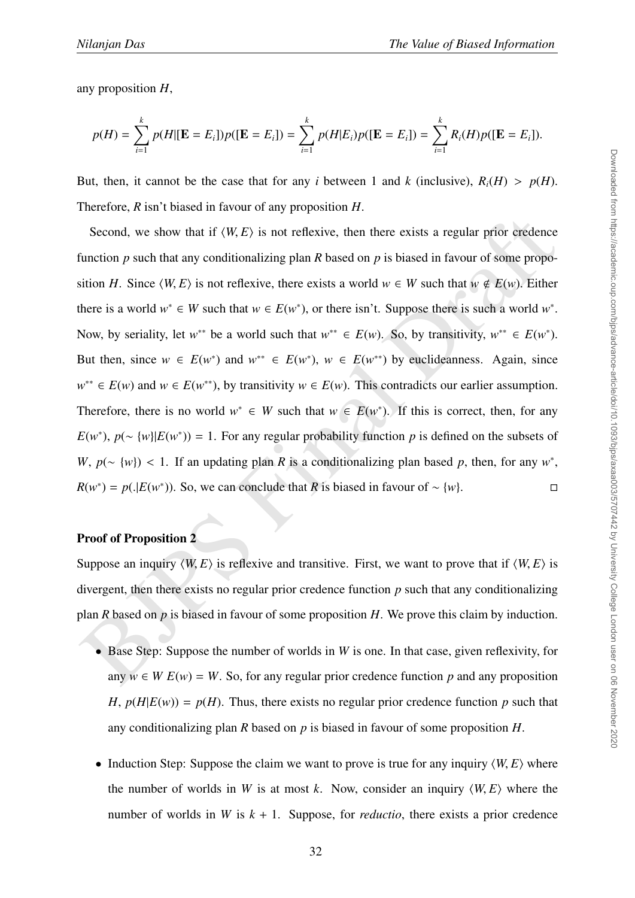any proposition $H$,

$$p(H) = \sum_{i=1}^{k} p(H|[\mathbf{E} = E_i])p([\mathbf{E} = E_i]) = \sum_{i=1}^{k} p(H|E_i)p([\mathbf{E} = E_i]) = \sum_{i=1}^{k} R_i(H)p([\mathbf{E} = E_i]).$$

But, then, it cannot be the case that for any $i$ between 1 and $k$ (inclusive), $R_i(H) > p(H)$. Therefore, $R$ isn't biased in favour of any proposition $H$.

Second, we show that if $\langle W, E \rangle$ is not reflexive, then there exists a regular prior credence function $p$ such that any conditionalizing plan $R$ based on $p$ is biased in favour of some proposition $H$. Since $\langle W, E \rangle$ is not reflexive, there exists a world $w \in W$ such that $w \notin E(w)$. Either there is a world $w^* \in W$ such that $w \in E(w^*)$, or there isn't. Suppose there is such a world $w^*$. Now, by seriality, let $w^{**}$ be a world such that $w^{**} \in E(w)$. So, by transitivity, $w^{**} \in E(w^*)$. But then, since $w \in E(w^*)$ and $w^{**} \in E(w^*)$, $w \in E(w^{**})$ by euclideanness. Again, since $w^{**} \in E(w)$ and $w \in E(w^{**})$, by transitivity $w \in E(w)$. This contradicts our earlier assumption. Therefore, there is no world $w^* \in W$ such that $w \in E(w^*)$. If this is correct, then, for any $E(w^*)$, $p(\sim \{w\}|E(w^*)) = 1$. For any regular probability function $p$ is defined on the subsets of $W$, $p(\sim \{w\}) < 1$. If an updating plan $R$ is a conditionalizing plan based $p$, then, for any $w^*$, $R(w^*) = p(.|E(w^*))$. So, we can conclude that $R$ is biased in favour of $\sim \{w\}$. □

**Proof of Proposition 2**

Suppose an inquiry $\langle W, E \rangle$ is reflexive and transitive. First, we want to prove that if $\langle W, E \rangle$ is divergent, then there exists no regular prior credence function $p$ such that any conditionalizing plan $R$ based on $p$ is biased in favour of some proposition $H$. We prove this claim by induction.

- Base Step: Suppose the number of worlds in $W$ is one. In that case, given reflexivity, for any $w \in W$ $E(w) = W$. So, for any regular prior credence function $p$ and any proposition $H$, $p(H|E(w)) = p(H)$. Thus, there exists no regular prior credence function $p$ such that any conditionalizing plan $R$ based on $p$ is biased in favour of some proposition $H$.

- Induction Step: Suppose the claim we want to prove is true for any inquiry $\langle W, E \rangle$ where the number of worlds in $W$ is at most $k$. Now, consider an inquiry $\langle W, E \rangle$ where the number of worlds in $W$ is $k + 1$. Suppose, for *reductio*, there exists a prior credence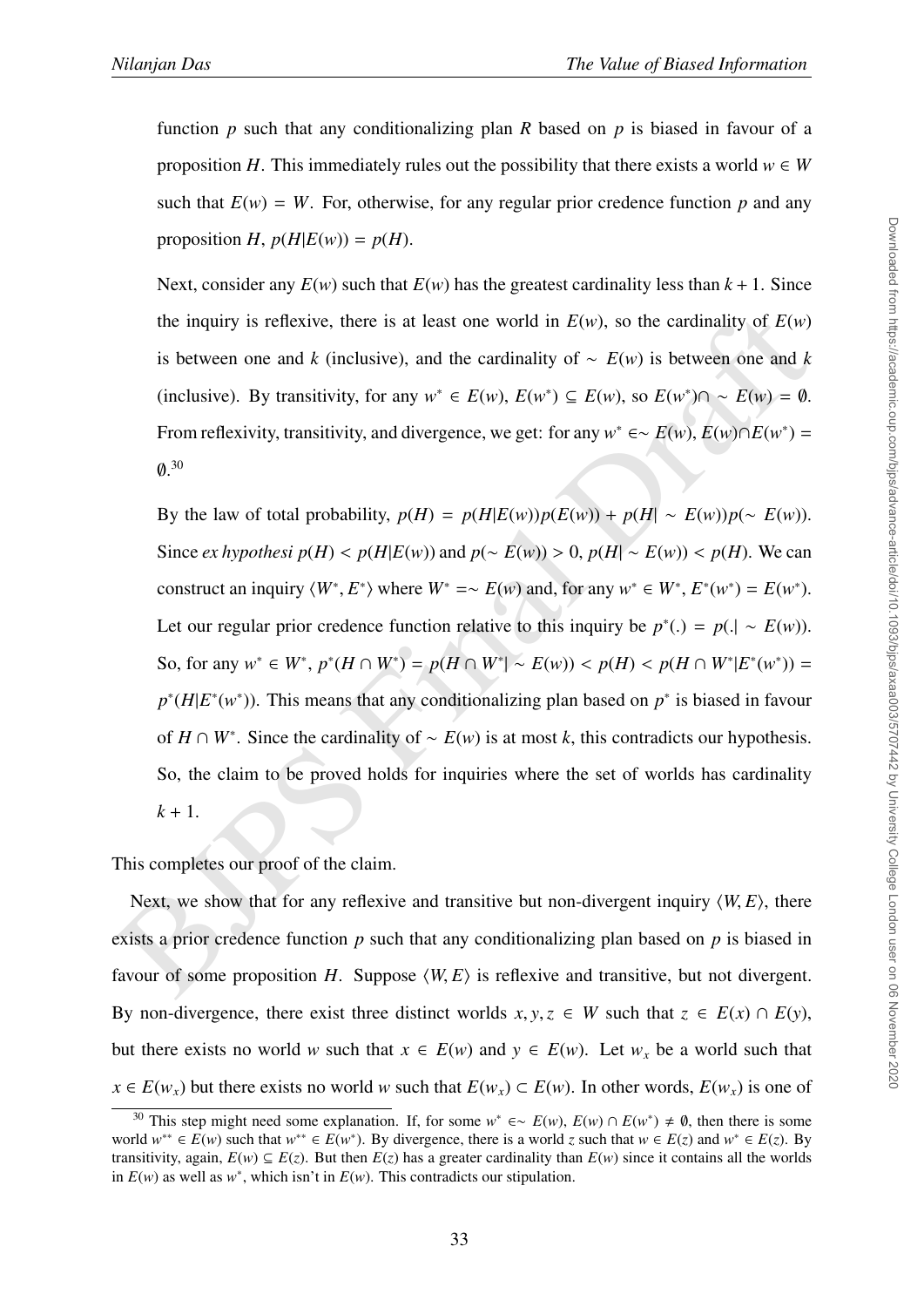function $p$ such that any conditionalizing plan $R$ based on $p$ is biased in favour of a proposition $H$. This immediately rules out the possibility that there exists a world $w \in W$ such that $E(w) = W$. For, otherwise, for any regular prior credence function $p$ and any proposition $H$, $p(H|E(w)) = p(H)$.

Next, consider any $E(w)$ such that $E(w)$ has the greatest cardinality less than $k + 1$. Since the inquiry is reflexive, there is at least one world in $E(w)$, so the cardinality of $E(w)$ is between one and $k$ (inclusive), and the cardinality of $\sim E(w)$ is between one and $k$ (inclusive). By transitivity, for any $w^* \in E(w)$, $E(w^*) \subseteq E(w)$, so $E(w^*) \cap \sim E(w) = \emptyset$. From reflexivity, transitivity, and divergence, we get: for any $w^* \in \sim E(w)$, $E(w) \cap E(w^*) = \emptyset$.[30]

By the law of total probability, $p(H) = p(H|E(w))p(E(w)) + p(H| \sim E(w))p(\sim E(w))$. Since *ex hypothesi* $p(H) < p(H|E(w))$ and $p(\sim E(w)) > 0$, $p(H| \sim E(w)) < p(H)$. We can construct an inquiry $\langle W^*, E^* \rangle$ where $W^* = \sim E(w)$ and, for any $w^* \in W^*$, $E^*(w^*) = E(w^*)$. Let our regular prior credence function relative to this inquiry be $p^*(.) = p(.| \sim E(w))$. So, for any $w^* \in W^*$, $p^*(H \cap W^*) = p(H \cap W^*| \sim E(w)) < p(H) < p(H \cap W^*|E^*(w^*)) = p^*(H|E^*(w^*))$. This means that any conditionalizing plan based on $p^*$ is biased in favour of $H \cap W^*$. Since the cardinality of $\sim E(w)$ is at most $k$, this contradicts our hypothesis. So, the claim to be proved holds for inquiries where the set of worlds has cardinality $k + 1$.

This completes our proof of the claim.

Next, we show that for any reflexive and transitive but non-divergent inquiry $\langle W, E \rangle$, there exists a prior credence function $p$ such that any conditionalizing plan based on $p$ is biased in favour of some proposition $H$. Suppose $\langle W, E \rangle$ is reflexive and transitive, but not divergent. By non-divergence, there exist three distinct worlds $x, y, z \in W$ such that $z \in E(x) \cap E(y)$, but there exists no world $w$ such that $x \in E(w)$ and $y \in E(w)$. Let $w_x$ be a world such that $x \in E(w_x)$ but there exists no world $w$ such that $E(w_x) \subset E(w)$. In other words, $E(w_x)$ is one of

[30] This step might need some explanation. If, for some $w^* \in \sim E(w)$, $E(w) \cap E(w^*) \neq \emptyset$, then there is some world $w^{**} \in E(w)$ such that $w^{**} \in E(w^*)$. By divergence, there is a world $z$ such that $w \in E(z)$ and $w^* \in E(z)$. By transitivity, again, $E(w) \subseteq E(z)$. But then $E(z)$ has a greater cardinality than $E(w)$ since it contains all the worlds in $E(w)$ as well as $w^*$, which isn't in $E(w)$. This contradicts our stipulation.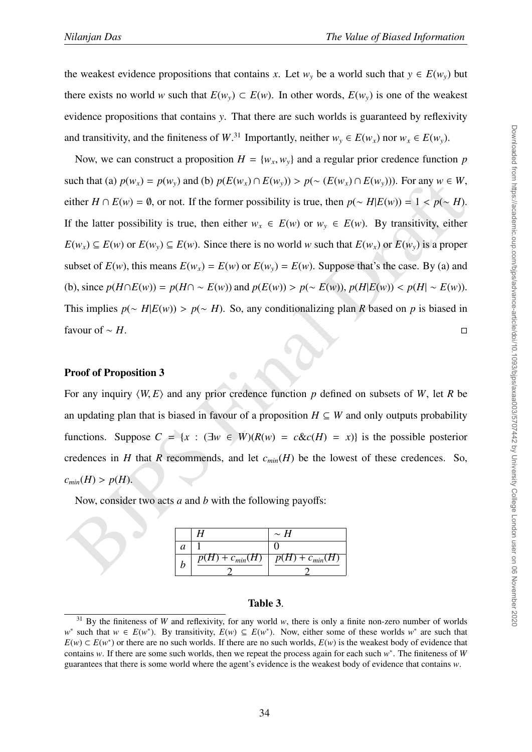the weakest evidence propositions that contains $x$. Let $w_y$ be a world such that $y \in E(w_y)$ but there exists no world $w$ such that $E(w_y) \subset E(w)$. In other words, $E(w_y)$ is one of the weakest evidence propositions that contains $y$. That there are such worlds is guaranteed by reflexivity and transitivity, and the finiteness of $W$.[31] Importantly, neither $w_y \in E(w_x)$ nor $w_x \in E(w_y)$.

Now, we can construct a proposition $H = \{w_x, w_y\}$ and a regular prior credence function $p$ such that (a) $p(w_x) = p(w_y)$ and (b) $p(E(w_x) \cap E(w_y)) > p(\sim (E(w_x) \cap E(w_y)))$. For any $w \in W$, either $H \cap E(w) = \emptyset$, or not. If the former possibility is true, then $p(\sim H|E(w)) = 1 < p(\sim H)$. If the latter possibility is true, then either $w_x \in E(w)$ or $w_y \in E(w)$. By transitivity, either $E(w_x) \subseteq E(w)$ or $E(w_y) \subseteq E(w)$. Since there is no world $w$ such that $E(w_x)$ or $E(w_y)$ is a proper subset of $E(w)$, this means $E(w_x) = E(w)$ or $E(w_y) = E(w)$. Suppose that's the case. By (a) and (b), since $p(H \cap E(w)) = p(H \cap \sim E(w))$ and $p(E(w)) > p(\sim E(w))$, $p(H|E(w)) < p(H| \sim E(w))$. This implies $p(\sim H|E(w)) > p(\sim H)$. So, any conditionalizing plan $R$ based on $p$ is biased in favour of $\sim H$. □

**Proof of Proposition 3**

For any inquiry $\langle W, E\rangle$ and any prior credence function $p$ defined on subsets of $W$, let $R$ be an updating plan that is biased in favour of a proposition $H \subseteq W$ and only outputs probability functions. Suppose $C = \{x : (\exists w \in W)(R(w) = c \,\&\, c(H) = x)\}$ is the possible posterior credences in $H$ that $R$ recommends, and let $c_{min}(H)$ be the lowest of these credences. So, $c_{min}(H) > p(H)$.

Now, consider two acts $a$ and $b$ with the following payoffs:

| | $H$ | $\sim H$ |
|---|---|---|
| $a$ | 1 | 0 |
| $b$ | $\frac{p(H) + c_{min}(H)}{2}$ | $\frac{p(H) + c_{min}(H)}{2}$ |

**Table 3**.

[31] By the finiteness of $W$ and reflexivity, for any world $w$, there is only a finite non-zero number of worlds $w^*$ such that $w \in E(w^*)$. By transitivity, $E(w) \subseteq E(w^*)$. Now, either some of these worlds $w^*$ are such that $E(w) \subset E(w^*)$ or there are no such worlds. If there are no such worlds, $E(w)$ is the weakest body of evidence that contains $w$. If there are some such worlds, then we repeat the process again for each such $w^*$. The finiteness of $W$ guarantees that there is some world where the agent's evidence is the weakest body of evidence that contains $w$.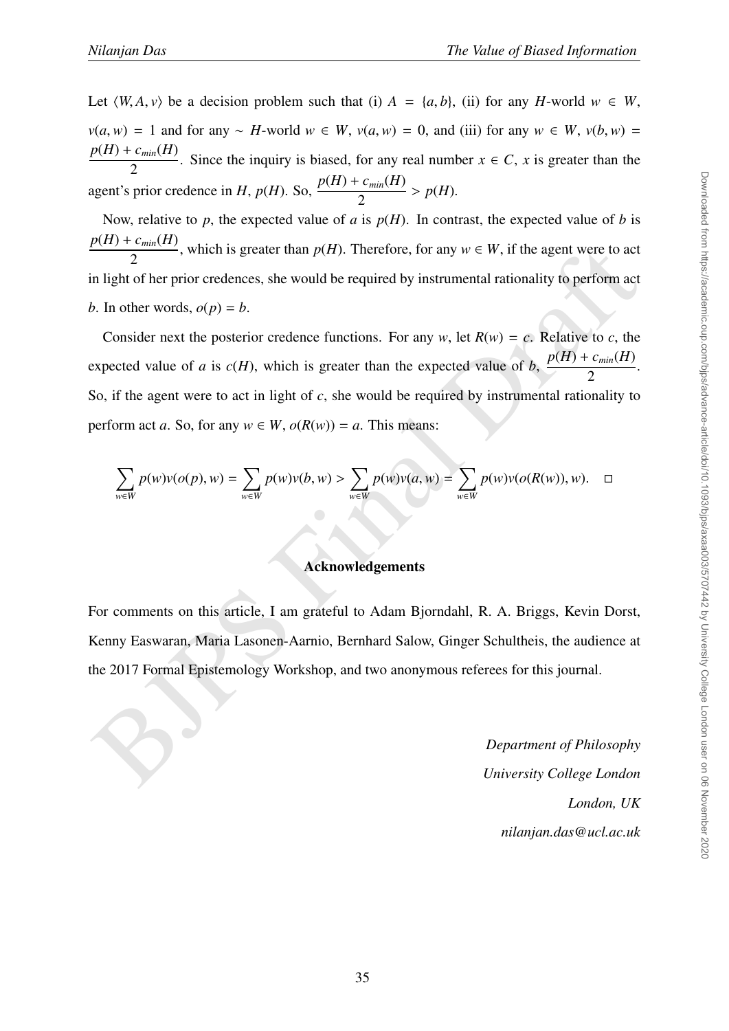Let $\langle W, A, v \rangle$ be a decision problem such that (i) $A = \{a, b\}$, (ii) for any $H$-world $w \in W$, $v(a, w) = 1$ and for any $\sim H$-world $w \in W$, $v(a, w) = 0$, and (iii) for any $w \in W$, $v(b, w) = \frac{p(H) + c_{min}(H)}{2}$. Since the inquiry is biased, for any real number $x \in C$, $x$ is greater than the agent's prior credence in $H$, $p(H)$. So, $\frac{p(H) + c_{min}(H)}{2} > p(H)$.

Now, relative to $p$, the expected value of $a$ is $p(H)$. In contrast, the expected value of $b$ is $\frac{p(H) + c_{min}(H)}{2}$, which is greater than $p(H)$. Therefore, for any $w \in W$, if the agent were to act in light of her prior credences, she would be required by instrumental rationality to perform act $b$. In other words, $o(p) = b$.

Consider next the posterior credence functions. For any $w$, let $R(w) = c$. Relative to $c$, the expected value of $a$ is $c(H)$, which is greater than the expected value of $b$, $\frac{p(H) + c_{min}(H)}{2}$. So, if the agent were to act in light of $c$, she would be required by instrumental rationality to perform act $a$. So, for any $w \in W$, $o(R(w)) = a$. This means:

$$\sum_{w \in W} p(w)v(o(p), w) = \sum_{w \in W} p(w)v(b, w) > \sum_{w \in W} p(w)v(a, w) = \sum_{w \in W} p(w)v(o(R(w)), w). \quad \square$$

**Acknowledgements**

For comments on this article, I am grateful to Adam Bjorndahl, R. A. Briggs, Kevin Dorst, Kenny Easwaran, Maria Lasonen-Aarnio, Bernhard Salow, Ginger Schultheis, the audience at the 2017 Formal Epistemology Workshop, and two anonymous referees for this journal.

*Department of Philosophy*
*University College London*
*London, UK*
*nilanjan.das@ucl.ac.uk*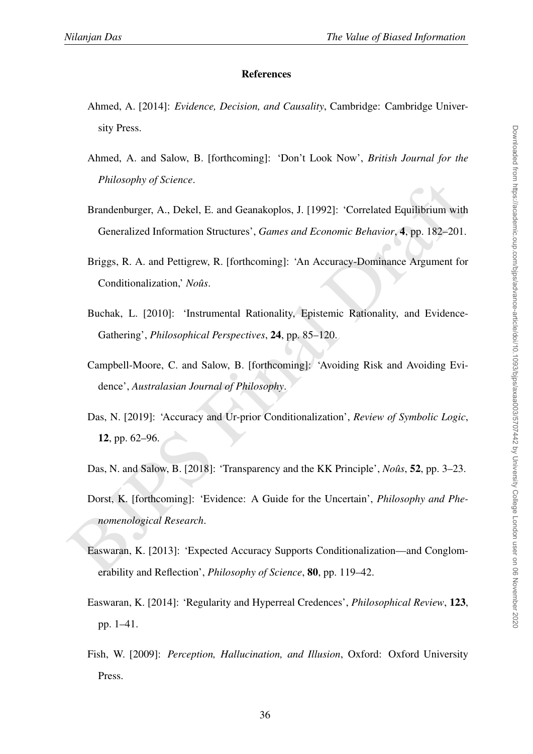# References

Ahmed, A. [2014]: *Evidence, Decision, and Causality*, Cambridge: Cambridge University Press.

Ahmed, A. and Salow, B. [forthcoming]: 'Don't Look Now', *British Journal for the Philosophy of Science*.

Brandenburger, A., Dekel, E. and Geanakoplos, J. [1992]: 'Correlated Equilibrium with Generalized Information Structures', *Games and Economic Behavior*, **4**, pp. 182–201.

Briggs, R. A. and Pettigrew, R. [forthcoming]: 'An Accuracy-Dominance Argument for Conditionalization,' *Noûs*.

Buchak, L. [2010]: 'Instrumental Rationality, Epistemic Rationality, and Evidence-Gathering', *Philosophical Perspectives*, **24**, pp. 85–120.

Campbell-Moore, C. and Salow, B. [forthcoming]: 'Avoiding Risk and Avoiding Evidence', *Australasian Journal of Philosophy*.

Das, N. [2019]: 'Accuracy and Ur-prior Conditionalization', *Review of Symbolic Logic*, **12**, pp. 62–96.

Das, N. and Salow, B. [2018]: 'Transparency and the KK Principle', *Noûs*, **52**, pp. 3–23.

Dorst, K. [forthcoming]: 'Evidence: A Guide for the Uncertain', *Philosophy and Phenomenological Research*.

Easwaran, K. [2013]: 'Expected Accuracy Supports Conditionalization—and Conglomerability and Reflection', *Philosophy of Science*, **80**, pp. 119–42.

Easwaran, K. [2014]: 'Regularity and Hyperreal Credences', *Philosophical Review*, **123**, pp. 1–41.

Fish, W. [2009]: *Perception, Hallucination, and Illusion*, Oxford: Oxford University Press.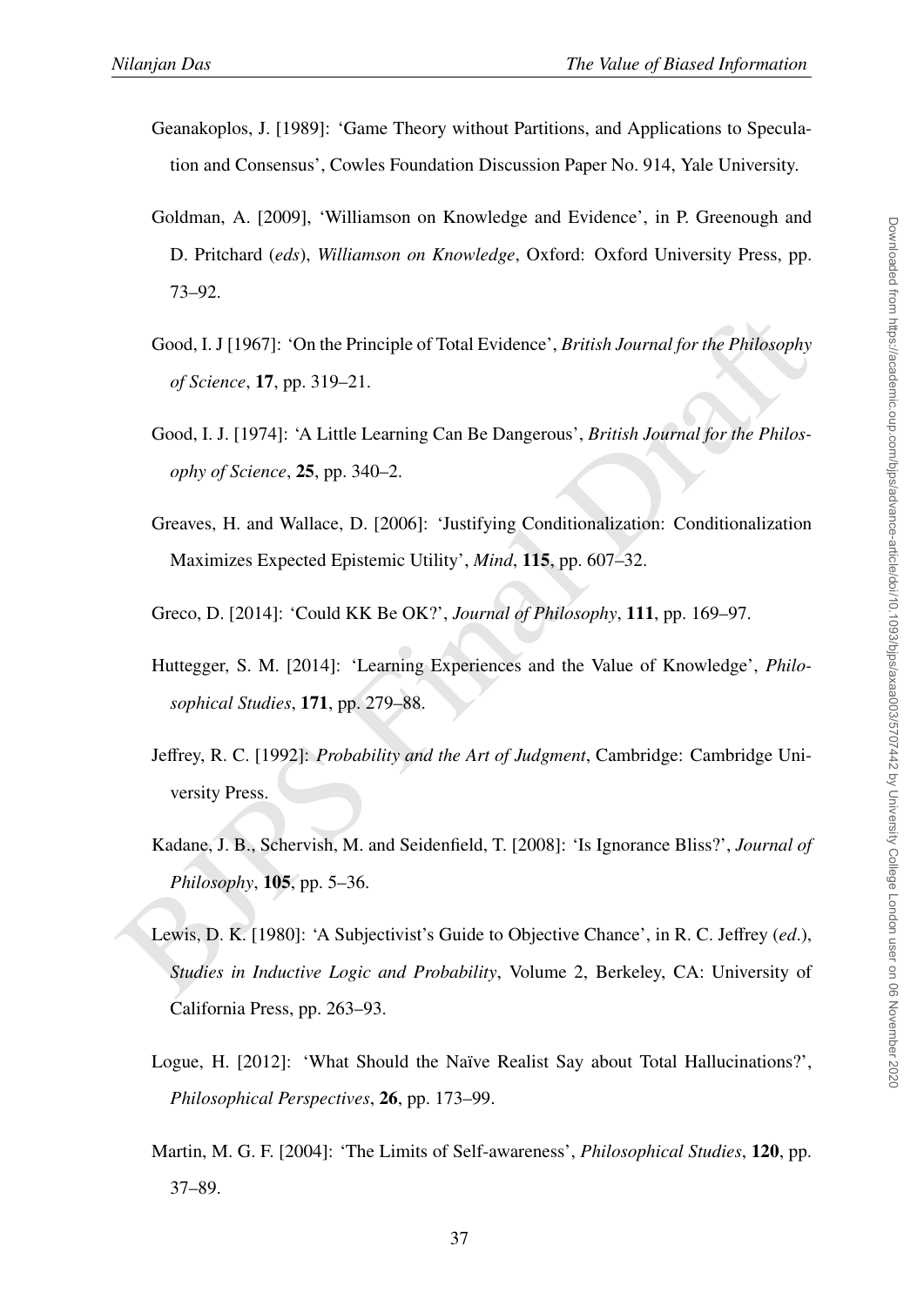Geanakoplos, J. [1989]: 'Game Theory without Partitions, and Applications to Speculation and Consensus', Cowles Foundation Discussion Paper No. 914, Yale University.

Goldman, A. [2009], 'Williamson on Knowledge and Evidence', in P. Greenough and D. Pritchard (*eds*), *Williamson on Knowledge*, Oxford: Oxford University Press, pp. 73–92.

Good, I. J [1967]: 'On the Principle of Total Evidence', *British Journal for the Philosophy of Science*, **17**, pp. 319–21.

Good, I. J. [1974]: 'A Little Learning Can Be Dangerous', *British Journal for the Philosophy of Science*, **25**, pp. 340–2.

Greaves, H. and Wallace, D. [2006]: 'Justifying Conditionalization: Conditionalization Maximizes Expected Epistemic Utility', *Mind*, **115**, pp. 607–32.

Greco, D. [2014]: 'Could KK Be OK?', *Journal of Philosophy*, **111**, pp. 169–97.

Huttegger, S. M. [2014]: 'Learning Experiences and the Value of Knowledge', *Philosophical Studies*, **171**, pp. 279–88.

Jeffrey, R. C. [1992]: *Probability and the Art of Judgment*, Cambridge: Cambridge University Press.

Kadane, J. B., Schervish, M. and Seidenfield, T. [2008]: 'Is Ignorance Bliss?', *Journal of Philosophy*, **105**, pp. 5–36.

Lewis, D. K. [1980]: 'A Subjectivist's Guide to Objective Chance', in R. C. Jeffrey (*ed.*), *Studies in Inductive Logic and Probability*, Volume 2, Berkeley, CA: University of California Press, pp. 263–93.

Logue, H. [2012]: 'What Should the Naïve Realist Say about Total Hallucinations?', *Philosophical Perspectives*, **26**, pp. 173–99.

Martin, M. G. F. [2004]: 'The Limits of Self-awareness', *Philosophical Studies*, **120**, pp. 37–89.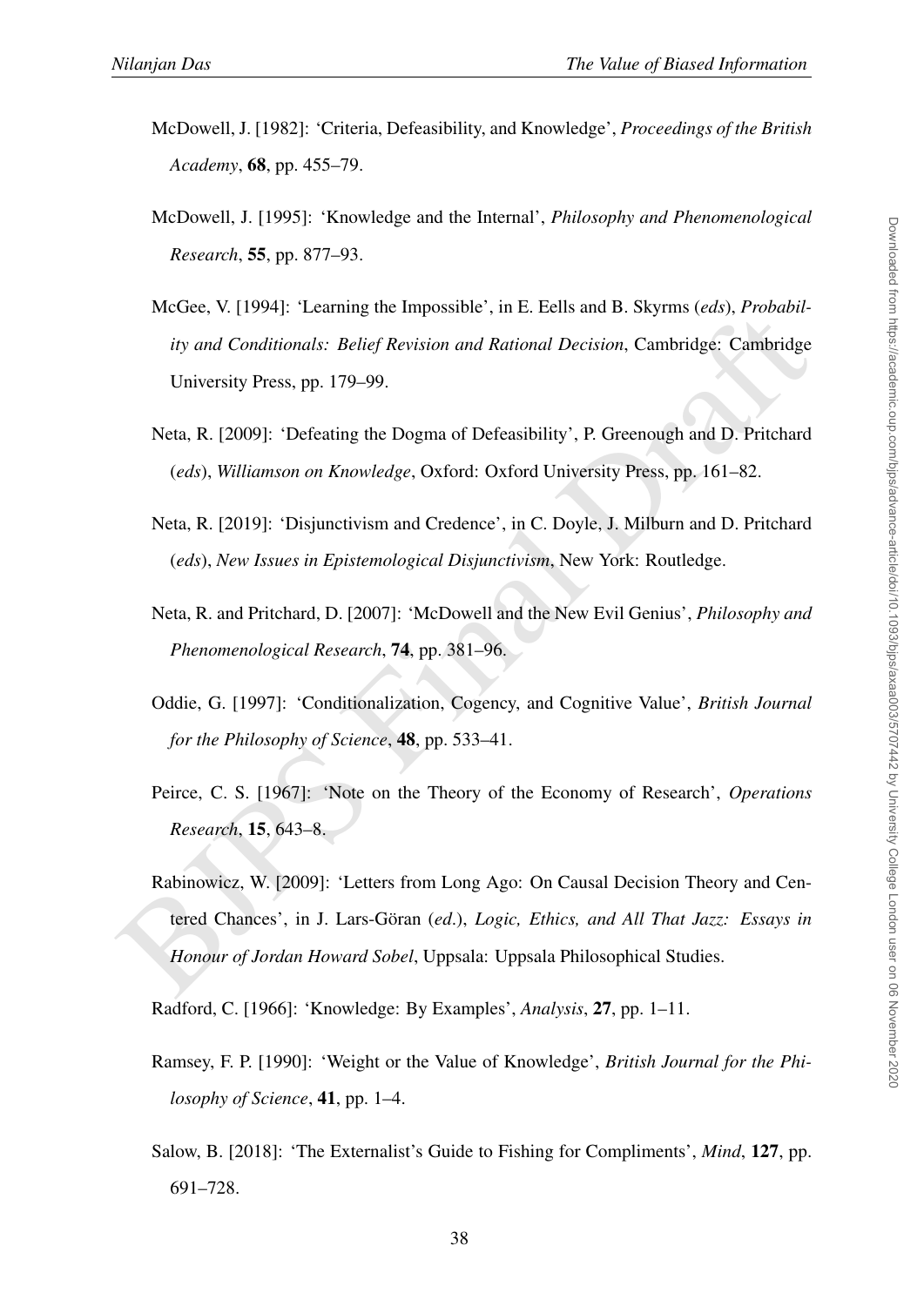McDowell, J. [1982]: 'Criteria, Defeasibility, and Knowledge', *Proceedings of the British Academy*, **68**, pp. 455–79.

McDowell, J. [1995]: 'Knowledge and the Internal', *Philosophy and Phenomenological Research*, **55**, pp. 877–93.

McGee, V. [1994]: 'Learning the Impossible', in E. Eells and B. Skyrms (*eds*), *Probability and Conditionals: Belief Revision and Rational Decision*, Cambridge: Cambridge University Press, pp. 179–99.

Neta, R. [2009]: 'Defeating the Dogma of Defeasibility', P. Greenough and D. Pritchard (*eds*), *Williamson on Knowledge*, Oxford: Oxford University Press, pp. 161–82.

Neta, R. [2019]: 'Disjunctivism and Credence', in C. Doyle, J. Milburn and D. Pritchard (*eds*), *New Issues in Epistemological Disjunctivism*, New York: Routledge.

Neta, R. and Pritchard, D. [2007]: 'McDowell and the New Evil Genius', *Philosophy and Phenomenological Research*, **74**, pp. 381–96.

Oddie, G. [1997]: 'Conditionalization, Cogency, and Cognitive Value', *British Journal for the Philosophy of Science*, **48**, pp. 533–41.

Peirce, C. S. [1967]: 'Note on the Theory of the Economy of Research', *Operations Research*, **15**, 643–8.

Rabinowicz, W. [2009]: 'Letters from Long Ago: On Causal Decision Theory and Centered Chances', in J. Lars-Göran (*ed.*), *Logic, Ethics, and All That Jazz: Essays in Honour of Jordan Howard Sobel*, Uppsala: Uppsala Philosophical Studies.

Radford, C. [1966]: 'Knowledge: By Examples', *Analysis*, **27**, pp. 1–11.

Ramsey, F. P. [1990]: 'Weight or the Value of Knowledge', *British Journal for the Philosophy of Science*, **41**, pp. 1–4.

Salow, B. [2018]: 'The Externalist's Guide to Fishing for Compliments', *Mind*, **127**, pp. 691–728.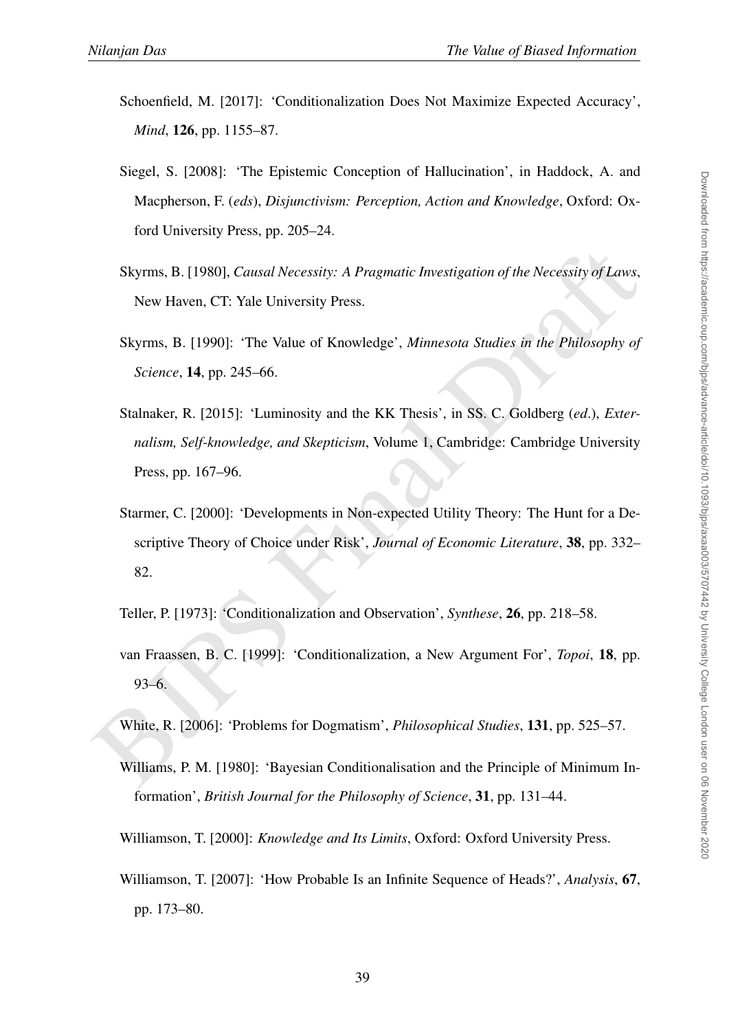Schoenfield, M. [2017]: 'Conditionalization Does Not Maximize Expected Accuracy', *Mind*, **126**, pp. 1155–87.

Siegel, S. [2008]: 'The Epistemic Conception of Hallucination', in Haddock, A. and Macpherson, F. (*eds*), *Disjunctivism: Perception, Action and Knowledge*, Oxford: Oxford University Press, pp. 205–24.

Skyrms, B. [1980], *Causal Necessity: A Pragmatic Investigation of the Necessity of Laws*, New Haven, CT: Yale University Press.

Skyrms, B. [1990]: 'The Value of Knowledge', *Minnesota Studies in the Philosophy of Science*, **14**, pp. 245–66.

Stalnaker, R. [2015]: 'Luminosity and the KK Thesis', in SS. C. Goldberg (*ed.*), *Externalism, Self-knowledge, and Skepticism*, Volume 1, Cambridge: Cambridge University Press, pp. 167–96.

Starmer, C. [2000]: 'Developments in Non-expected Utility Theory: The Hunt for a Descriptive Theory of Choice under Risk', *Journal of Economic Literature*, **38**, pp. 332–82.

Teller, P. [1973]: 'Conditionalization and Observation', *Synthese*, **26**, pp. 218–58.

van Fraassen, B. C. [1999]: 'Conditionalization, a New Argument For', *Topoi*, **18**, pp. 93–6.

White, R. [2006]: 'Problems for Dogmatism', *Philosophical Studies*, **131**, pp. 525–57.

Williams, P. M. [1980]: 'Bayesian Conditionalisation and the Principle of Minimum Information', *British Journal for the Philosophy of Science*, **31**, pp. 131–44.

Williamson, T. [2000]: *Knowledge and Its Limits*, Oxford: Oxford University Press.

Williamson, T. [2007]: 'How Probable Is an Infinite Sequence of Heads?', *Analysis*, **67**, pp. 173–80.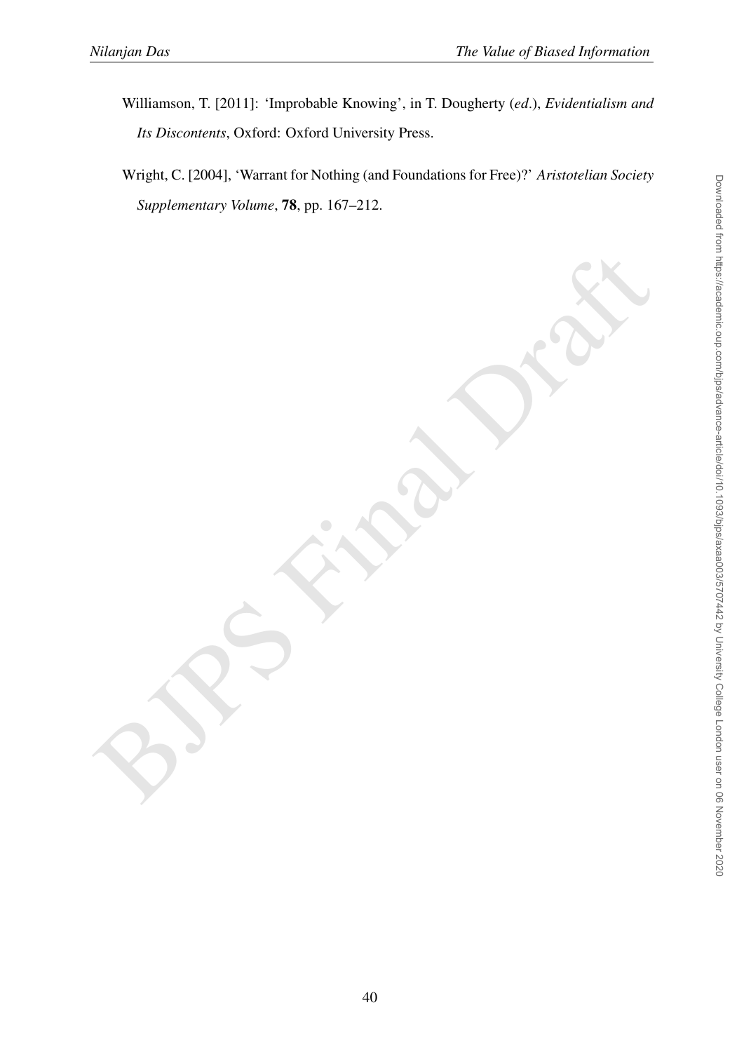Williamson, T. [2011]: 'Improbable Knowing', in T. Dougherty (*ed*.), *Evidentialism and Its Discontents*, Oxford: Oxford University Press.

Wright, C. [2004], 'Warrant for Nothing (and Foundations for Free)?' *Aristotelian Society Supplementary Volume*, **78**, pp. 167–212.